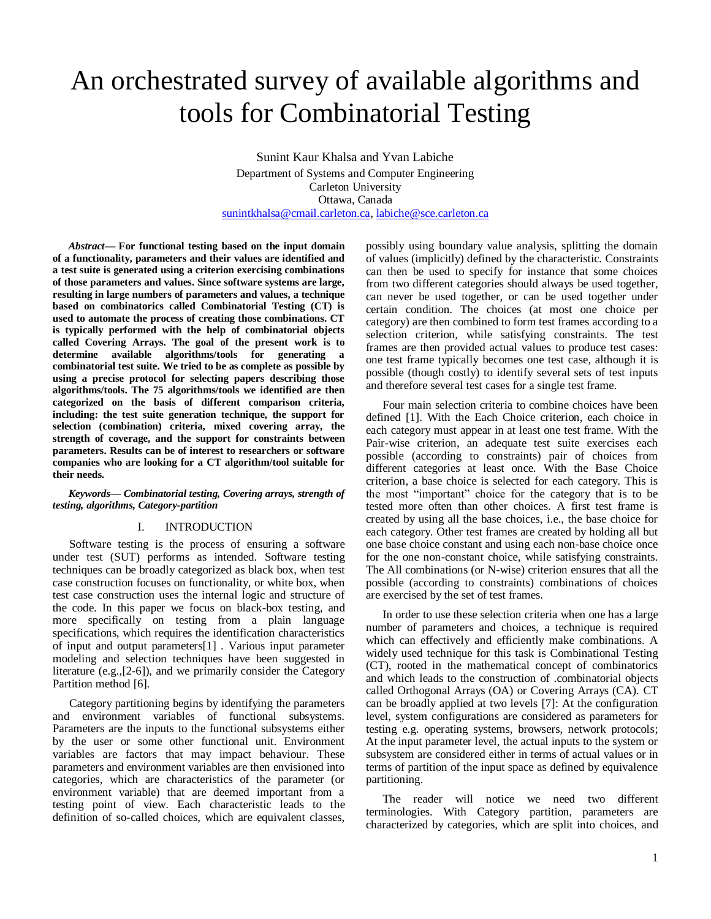# An orchestrated survey of available algorithms and tools for Combinatorial Testing

Sunint Kaur Khalsa and Yvan Labiche
Department of Systems and Computer Engineering
Carleton University
Ottawa, Canada
sunintkhalsa@cmail.carleton.ca, labiche@sce.carleton.ca

***Abstract*— For functional testing based on the input domain of a functionality, parameters and their values are identified and a test suite is generated using a criterion exercising combinations of those parameters and values. Since software systems are large, resulting in large numbers of parameters and values, a technique based on combinatorics called Combinatorial Testing (CT) is used to automate the process of creating those combinations. CT is typically performed with the help of combinatorial objects called Covering Arrays. The goal of the present work is to determine available algorithms/tools for generating a combinatorial test suite. We tried to be as complete as possible by using a precise protocol for selecting papers describing those algorithms/tools. The 75 algorithms/tools we identified are then categorized on the basis of different comparison criteria, including: the test suite generation technique, the support for selection (combination) criteria, mixed covering array, the strength of coverage, and the support for constraints between parameters. Results can be of interest to researchers or software companies who are looking for a CT algorithm/tool suitable for their needs.**

***Keywords*— *Combinatorial testing, Covering arrays, strength of testing, algorithms, Category-partition***

## I. INTRODUCTION

Software testing is the process of ensuring a software under test (SUT) performs as intended. Software testing techniques can be broadly categorized as black box, when test case construction focuses on functionality, or white box, when test case construction uses the internal logic and structure of the code. In this paper we focus on black-box testing, and more specifically on testing from a plain language specifications, which requires the identification characteristics of input and output parameters[1] . Various input parameter modeling and selection techniques have been suggested in literature (e.g.,[2-6]), and we primarily consider the Category Partition method [6].

Category partitioning begins by identifying the parameters and environment variables of functional subsystems. Parameters are the inputs to the functional subsystems either by the user or some other functional unit. Environment variables are factors that may impact behaviour. These parameters and environment variables are then envisioned into categories, which are characteristics of the parameter (or environment variable) that are deemed important from a testing point of view. Each characteristic leads to the definition of so-called choices, which are equivalent classes, possibly using boundary value analysis, splitting the domain of values (implicitly) defined by the characteristic. Constraints can then be used to specify for instance that some choices from two different categories should always be used together, can never be used together, or can be used together under certain condition. The choices (at most one choice per category) are then combined to form test frames according to a selection criterion, while satisfying constraints. The test frames are then provided actual values to produce test cases: one test frame typically becomes one test case, although it is possible (though costly) to identify several sets of test inputs and therefore several test cases for a single test frame.

Four main selection criteria to combine choices have been defined [1]. With the Each Choice criterion, each choice in each category must appear in at least one test frame. With the Pair-wise criterion, an adequate test suite exercises each possible (according to constraints) pair of choices from different categories at least once. With the Base Choice criterion, a base choice is selected for each category. This is the most "important" choice for the category that is to be tested more often than other choices. A first test frame is created by using all the base choices, i.e., the base choice for each category. Other test frames are created by holding all but one base choice constant and using each non-base choice once for the one non-constant choice, while satisfying constraints. The All combinations (or N-wise) criterion ensures that all the possible (according to constraints) combinations of choices are exercised by the set of test frames.

In order to use these selection criteria when one has a large number of parameters and choices, a technique is required which can effectively and efficiently make combinations. A widely used technique for this task is Combinational Testing (CT), rooted in the mathematical concept of combinatorics and which leads to the construction of .combinatorial objects called Orthogonal Arrays (OA) or Covering Arrays (CA). CT can be broadly applied at two levels [7]: At the configuration level, system configurations are considered as parameters for testing e.g. operating systems, browsers, network protocols; At the input parameter level, the actual inputs to the system or subsystem are considered either in terms of actual values or in terms of partition of the input space as defined by equivalence partitioning.

The reader will notice we need two different terminologies. With Category partition, parameters are characterized by categories, which are split into choices, and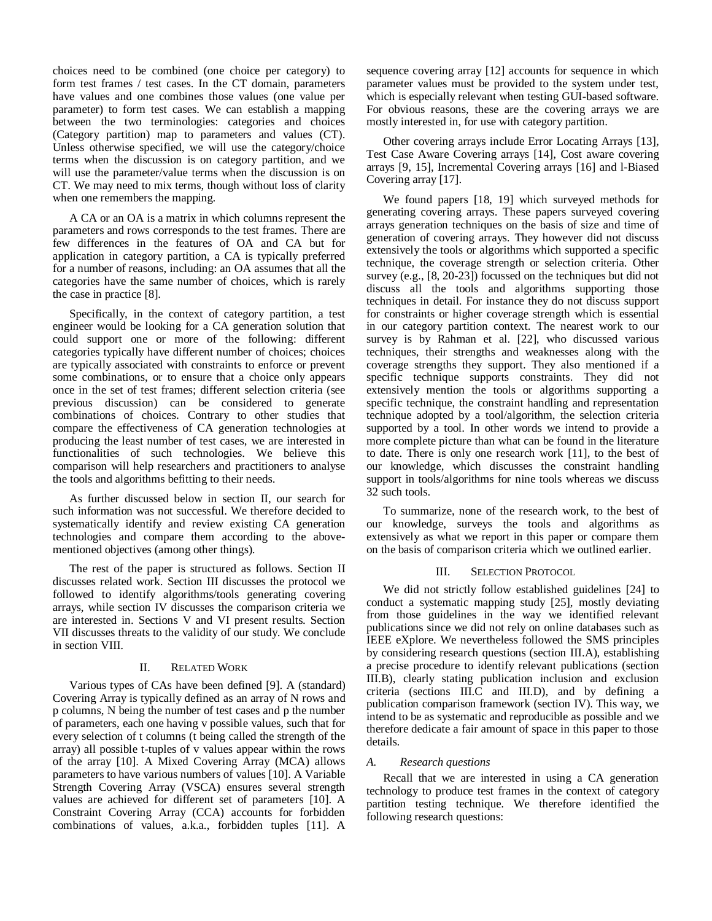choices need to be combined (one choice per category) to form test frames / test cases. In the CT domain, parameters have values and one combines those values (one value per parameter) to form test cases. We can establish a mapping between the two terminologies: categories and choices (Category partition) map to parameters and values (CT). Unless otherwise specified, we will use the category/choice terms when the discussion is on category partition, and we will use the parameter/value terms when the discussion is on CT. We may need to mix terms, though without loss of clarity when one remembers the mapping.

A CA or an OA is a matrix in which columns represent the parameters and rows corresponds to the test frames. There are few differences in the features of OA and CA but for application in category partition, a CA is typically preferred for a number of reasons, including: an OA assumes that all the categories have the same number of choices, which is rarely the case in practice [8].

Specifically, in the context of category partition, a test engineer would be looking for a CA generation solution that could support one or more of the following: different categories typically have different number of choices; choices are typically associated with constraints to enforce or prevent some combinations, or to ensure that a choice only appears once in the set of test frames; different selection criteria (see previous discussion) can be considered to generate combinations of choices. Contrary to other studies that compare the effectiveness of CA generation technologies at producing the least number of test cases, we are interested in functionalities of such technologies. We believe this comparison will help researchers and practitioners to analyse the tools and algorithms befitting to their needs.

As further discussed below in section II, our search for such information was not successful. We therefore decided to systematically identify and review existing CA generation technologies and compare them according to the above-mentioned objectives (among other things).

The rest of the paper is structured as follows. Section II discusses related work. Section III discusses the protocol we followed to identify algorithms/tools generating covering arrays, while section IV discusses the comparison criteria we are interested in. Sections V and VI present results. Section VII discusses threats to the validity of our study. We conclude in section VIII.

## II. Related Work

Various types of CAs have been defined [9]. A (standard) Covering Array is typically defined as an array of N rows and p columns, N being the number of test cases and p the number of parameters, each one having v possible values, such that for every selection of t columns (t being called the strength of the array) all possible t-tuples of v values appear within the rows of the array [10]. A Mixed Covering Array (MCA) allows parameters to have various numbers of values [10]. A Variable Strength Covering Array (VSCA) ensures several strength values are achieved for different set of parameters [10]. A Constraint Covering Array (CCA) accounts for forbidden combinations of values, a.k.a., forbidden tuples [11]. A sequence covering array [12] accounts for sequence in which parameter values must be provided to the system under test, which is especially relevant when testing GUI-based software. For obvious reasons, these are the covering arrays we are mostly interested in, for use with category partition.

Other covering arrays include Error Locating Arrays [13], Test Case Aware Covering arrays [14], Cost aware covering arrays [9, 15], Incremental Covering arrays [16] and l-Biased Covering array [17].

We found papers [18, 19] which surveyed methods for generating covering arrays. These papers surveyed covering arrays generation techniques on the basis of size and time of generation of covering arrays. They however did not discuss extensively the tools or algorithms which supported a specific technique, the coverage strength or selection criteria. Other survey (e.g., [8, 20-23]) focussed on the techniques but did not discuss all the tools and algorithms supporting those techniques in detail. For instance they do not discuss support for constraints or higher coverage strength which is essential in our category partition context. The nearest work to our survey is by Rahman et al. [22], who discussed various techniques, their strengths and weaknesses along with the coverage strengths they support. They also mentioned if a specific technique supports constraints. They did not extensively mention the tools or algorithms supporting a specific technique, the constraint handling and representation technique adopted by a tool/algorithm, the selection criteria supported by a tool. In other words we intend to provide a more complete picture than what can be found in the literature to date. There is only one research work [11], to the best of our knowledge, which discusses the constraint handling support in tools/algorithms for nine tools whereas we discuss 32 such tools.

To summarize, none of the research work, to the best of our knowledge, surveys the tools and algorithms as extensively as what we report in this paper or compare them on the basis of comparison criteria which we outlined earlier.

## III. Selection Protocol

We did not strictly follow established guidelines [24] to conduct a systematic mapping study [25], mostly deviating from those guidelines in the way we identified relevant publications since we did not rely on online databases such as IEEE eXplore. We nevertheless followed the SMS principles by considering research questions (section III.A), establishing a precise procedure to identify relevant publications (section III.B), clearly stating publication inclusion and exclusion criteria (sections III.C and III.D), and by defining a publication comparison framework (section IV). This way, we intend to be as systematic and reproducible as possible and we therefore dedicate a fair amount of space in this paper to those details.

### *A. Research questions*

Recall that we are interested in using a CA generation technology to produce test frames in the context of category partition testing technique. We therefore identified the following research questions: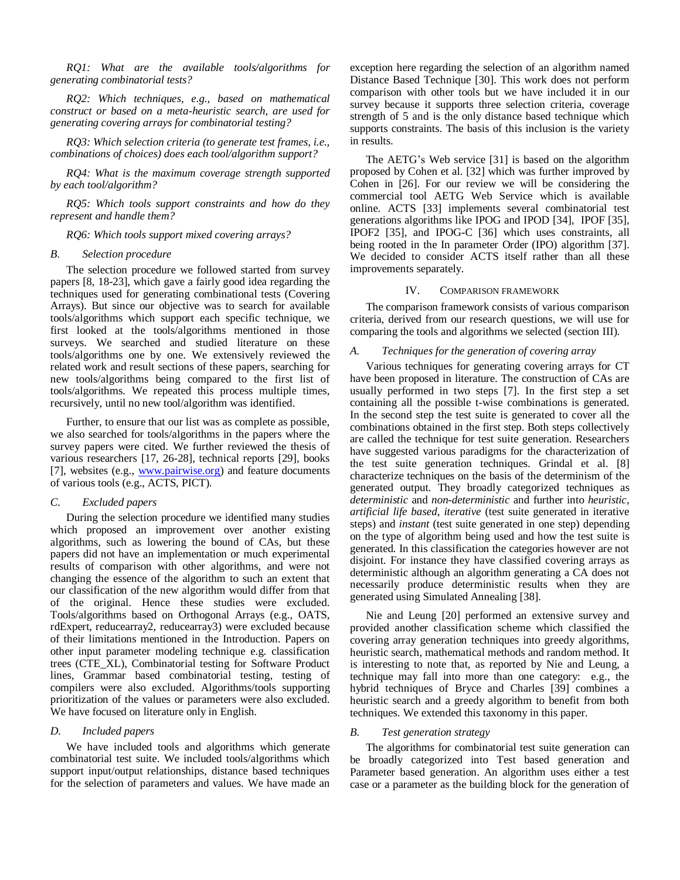*RQ1: What are the available tools/algorithms for generating combinatorial tests?*

*RQ2: Which techniques, e.g., based on mathematical construct or based on a meta-heuristic search, are used for generating covering arrays for combinatorial testing?*

*RQ3: Which selection criteria (to generate test frames, i.e., combinations of choices) does each tool/algorithm support?*

*RQ4: What is the maximum coverage strength supported by each tool/algorithm?*

*RQ5: Which tools support constraints and how do they represent and handle them?*

*RQ6: Which tools support mixed covering arrays?*

### B. Selection procedure

The selection procedure we followed started from survey papers [8, 18-23], which gave a fairly good idea regarding the techniques used for generating combinational tests (Covering Arrays). But since our objective was to search for available tools/algorithms which support each specific technique, we first looked at the tools/algorithms mentioned in those surveys. We searched and studied literature on these tools/algorithms one by one. We extensively reviewed the related work and result sections of these papers, searching for new tools/algorithms being compared to the first list of tools/algorithms. We repeated this process multiple times, recursively, until no new tool/algorithm was identified.

Further, to ensure that our list was as complete as possible, we also searched for tools/algorithms in the papers where the survey papers were cited. We further reviewed the thesis of various researchers [17, 26-28], technical reports [29], books [7], websites (e.g., www.pairwise.org) and feature documents of various tools (e.g., ACTS, PICT).

### C. Excluded papers

During the selection procedure we identified many studies which proposed an improvement over another existing algorithms, such as lowering the bound of CAs, but these papers did not have an implementation or much experimental results of comparison with other algorithms, and were not changing the essence of the algorithm to such an extent that our classification of the new algorithm would differ from that of the original. Hence these studies were excluded. Tools/algorithms based on Orthogonal Arrays (e.g., OATS, rdExpert, reducearray2, reducearray3) were excluded because of their limitations mentioned in the Introduction. Papers on other input parameter modeling technique e.g. classification trees (CTE_XL), Combinatorial testing for Software Product lines, Grammar based combinatorial testing, testing of compilers were also excluded. Algorithms/tools supporting prioritization of the values or parameters were also excluded. We have focused on literature only in English.

### D. Included papers

We have included tools and algorithms which generate combinatorial test suite. We included tools/algorithms which support input/output relationships, distance based techniques for the selection of parameters and values. We have made an exception here regarding the selection of an algorithm named Distance Based Technique [30]. This work does not perform comparison with other tools but we have included it in our survey because it supports three selection criteria, coverage strength of 5 and is the only distance based technique which supports constraints. The basis of this inclusion is the variety in results.

The AETG's Web service [31] is based on the algorithm proposed by Cohen et al. [32] which was further improved by Cohen in [26]. For our review we will be considering the commercial tool AETG Web Service which is available online. ACTS [33] implements several combinatorial test generations algorithms like IPOG and IPOD [34], IPOF [35], IPOF2 [35], and IPOG-C [36] which uses constraints, all being rooted in the In parameter Order (IPO) algorithm [37]. We decided to consider ACTS itself rather than all these improvements separately.

## IV. Comparison Framework

The comparison framework consists of various comparison criteria, derived from our research questions, we will use for comparing the tools and algorithms we selected (section III).

### A. Techniques for the generation of covering array

Various techniques for generating covering arrays for CT have been proposed in literature. The construction of CAs are usually performed in two steps [7]. In the first step a set containing all the possible t-wise combinations is generated. In the second step the test suite is generated to cover all the combinations obtained in the first step. Both steps collectively are called the technique for test suite generation. Researchers have suggested various paradigms for the characterization of the test suite generation techniques. Grindal et al. [8] characterize techniques on the basis of the determinism of the generated output. They broadly categorized techniques as *deterministic* and *non-deterministic* and further into *heuristic*, *artificial life based*, *iterative* (test suite generated in iterative steps) and *instant* (test suite generated in one step) depending on the type of algorithm being used and how the test suite is generated. In this classification the categories however are not disjoint. For instance they have classified covering arrays as deterministic although an algorithm generating a CA does not necessarily produce deterministic results when they are generated using Simulated Annealing [38].

Nie and Leung [20] performed an extensive survey and provided another classification scheme which classified the covering array generation techniques into greedy algorithms, heuristic search, mathematical methods and random method. It is interesting to note that, as reported by Nie and Leung, a technique may fall into more than one category: e.g., the hybrid techniques of Bryce and Charles [39] combines a heuristic search and a greedy algorithm to benefit from both techniques. We extended this taxonomy in this paper.

### B. Test generation strategy

The algorithms for combinatorial test suite generation can be broadly categorized into Test based generation and Parameter based generation. An algorithm uses either a test case or a parameter as the building block for the generation of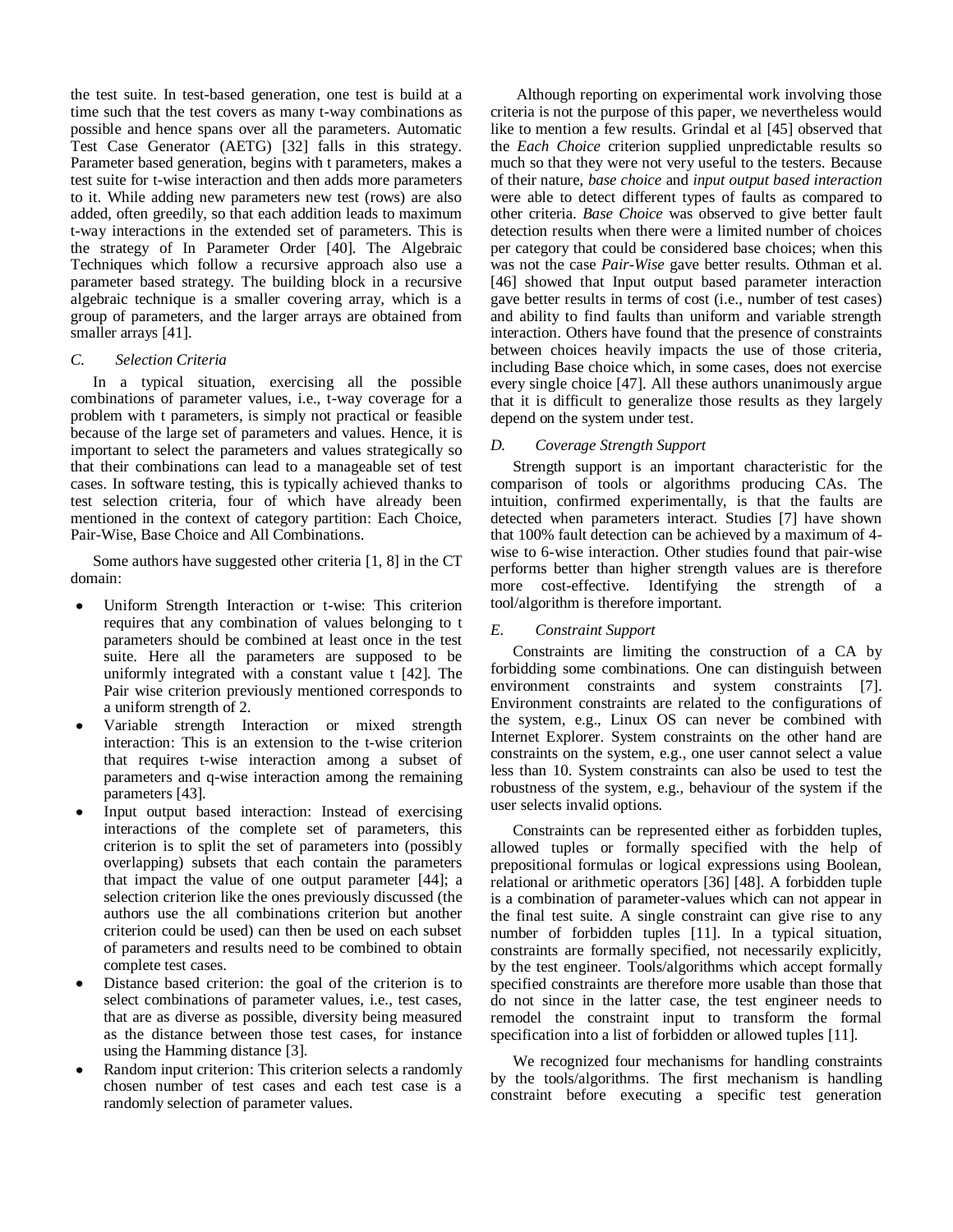the test suite. In test-based generation, one test is build at a time such that the test covers as many t-way combinations as possible and hence spans over all the parameters. Automatic Test Case Generator (AETG) [32] falls in this strategy. Parameter based generation, begins with t parameters, makes a test suite for t-wise interaction and then adds more parameters to it. While adding new parameters new test (rows) are also added, often greedily, so that each addition leads to maximum t-way interactions in the extended set of parameters. This is the strategy of In Parameter Order [40]. The Algebraic Techniques which follow a recursive approach also use a parameter based strategy. The building block in a recursive algebraic technique is a smaller covering array, which is a group of parameters, and the larger arrays are obtained from smaller arrays [41].

### *C. Selection Criteria*

In a typical situation, exercising all the possible combinations of parameter values, i.e., t-way coverage for a problem with t parameters, is simply not practical or feasible because of the large set of parameters and values. Hence, it is important to select the parameters and values strategically so that their combinations can lead to a manageable set of test cases. In software testing, this is typically achieved thanks to test selection criteria, four of which have already been mentioned in the context of category partition: Each Choice, Pair-Wise, Base Choice and All Combinations.

Some authors have suggested other criteria [1, 8] in the CT domain:

- Uniform Strength Interaction or t-wise: This criterion requires that any combination of values belonging to t parameters should be combined at least once in the test suite. Here all the parameters are supposed to be uniformly integrated with a constant value t [42]. The Pair wise criterion previously mentioned corresponds to a uniform strength of 2.
- Variable strength Interaction or mixed strength interaction: This is an extension to the t-wise criterion that requires t-wise interaction among a subset of parameters and q-wise interaction among the remaining parameters [43].
- Input output based interaction: Instead of exercising interactions of the complete set of parameters, this criterion is to split the set of parameters into (possibly overlapping) subsets that each contain the parameters that impact the value of one output parameter [44]; a selection criterion like the ones previously discussed (the authors use the all combinations criterion but another criterion could be used) can then be used on each subset of parameters and results need to be combined to obtain complete test cases.
- Distance based criterion: the goal of the criterion is to select combinations of parameter values, i.e., test cases, that are as diverse as possible, diversity being measured as the distance between those test cases, for instance using the Hamming distance [3].
- Random input criterion: This criterion selects a randomly chosen number of test cases and each test case is a randomly selection of parameter values.

Although reporting on experimental work involving those criteria is not the purpose of this paper, we nevertheless would like to mention a few results. Grindal et al [45] observed that the *Each Choice* criterion supplied unpredictable results so much so that they were not very useful to the testers. Because of their nature, *base choice* and *input output based interaction* were able to detect different types of faults as compared to other criteria. *Base Choice* was observed to give better fault detection results when there were a limited number of choices per category that could be considered base choices; when this was not the case *Pair-Wise* gave better results. Othman et al. [46] showed that Input output based parameter interaction gave better results in terms of cost (i.e., number of test cases) and ability to find faults than uniform and variable strength interaction. Others have found that the presence of constraints between choices heavily impacts the use of those criteria, including Base choice which, in some cases, does not exercise every single choice [47]. All these authors unanimously argue that it is difficult to generalize those results as they largely depend on the system under test.

### *D. Coverage Strength Support*

Strength support is an important characteristic for the comparison of tools or algorithms producing CAs. The intuition, confirmed experimentally, is that the faults are detected when parameters interact. Studies [7] have shown that 100% fault detection can be achieved by a maximum of 4-wise to 6-wise interaction. Other studies found that pair-wise performs better than higher strength values are is therefore more cost-effective. Identifying the strength of a tool/algorithm is therefore important.

### *E. Constraint Support*

Constraints are limiting the construction of a CA by forbidding some combinations. One can distinguish between environment constraints and system constraints [7]. Environment constraints are related to the configurations of the system, e.g., Linux OS can never be combined with Internet Explorer. System constraints on the other hand are constraints on the system, e.g., one user cannot select a value less than 10. System constraints can also be used to test the robustness of the system, e.g., behaviour of the system if the user selects invalid options.

Constraints can be represented either as forbidden tuples, allowed tuples or formally specified with the help of prepositional formulas or logical expressions using Boolean, relational or arithmetic operators [36] [48]. A forbidden tuple is a combination of parameter-values which can not appear in the final test suite. A single constraint can give rise to any number of forbidden tuples [11]. In a typical situation, constraints are formally specified, not necessarily explicitly, by the test engineer. Tools/algorithms which accept formally specified constraints are therefore more usable than those that do not since in the latter case, the test engineer needs to remodel the constraint input to transform the formal specification into a list of forbidden or allowed tuples [11].

We recognized four mechanisms for handling constraints by the tools/algorithms. The first mechanism is handling constraint before executing a specific test generation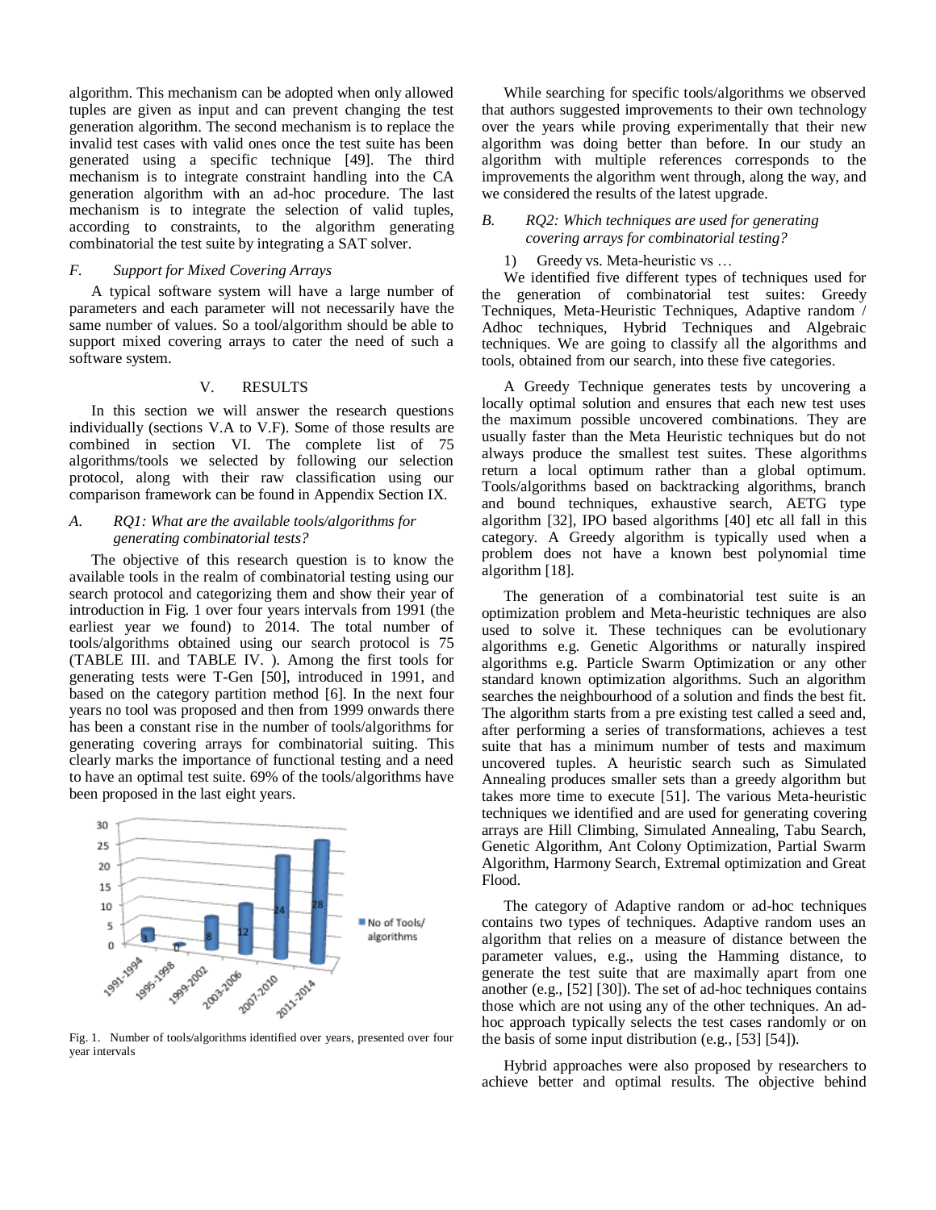algorithm. This mechanism can be adopted when only allowed tuples are given as input and can prevent changing the test generation algorithm. The second mechanism is to replace the invalid test cases with valid ones once the test suite has been generated using a specific technique [49]. The third mechanism is to integrate constraint handling into the CA generation algorithm with an ad-hoc procedure. The last mechanism is to integrate the selection of valid tuples, according to constraints, to the algorithm generating combinatorial the test suite by integrating a SAT solver.

### F. Support for Mixed Covering Arrays

A typical software system will have a large number of parameters and each parameter will not necessarily have the same number of values. So a tool/algorithm should be able to support mixed covering arrays to cater the need of such a software system.

## V. RESULTS

In this section we will answer the research questions individually (sections V.A to V.F). Some of those results are combined in section VI. The complete list of 75 algorithms/tools we selected by following our selection protocol, along with their raw classification using our comparison framework can be found in Appendix Section IX.

### A. RQ1: What are the available tools/algorithms for generating combinatorial tests?

The objective of this research question is to know the available tools in the realm of combinatorial testing using our search protocol and categorizing them and show their year of introduction in Fig. 1 over four years intervals from 1991 (the earliest year we found) to 2014. The total number of tools/algorithms obtained using our search protocol is 75 (TABLE III. and TABLE IV. ). Among the first tools for generating tests were T-Gen [50], introduced in 1991, and based on the category partition method [6]. In the next four years no tool was proposed and then from 1999 onwards there has been a constant rise in the number of tools/algorithms for generating covering arrays for combinatorial suiting. This clearly marks the importance of functional testing and a need to have an optimal test suite. 69% of the tools/algorithms have been proposed in the last eight years.

| Interval | No of Tools/ algorithms |
|---|---|
| 1991-1994 | 3 |
| 1995-1998 | 0 |
| 1999-2002 | 8 |
| 2003-2006 | 12 |
| 2007-2010 | 24 |
| 2011-2014 | 28 |

Fig. 1. Number of tools/algorithms identified over years, presented over four year intervals

While searching for specific tools/algorithms we observed that authors suggested improvements to their own technology over the years while proving experimentally that their new algorithm was doing better than before. In our study an algorithm with multiple references corresponds to the improvements the algorithm went through, along the way, and we considered the results of the latest upgrade.

### B. RQ2: Which techniques are used for generating covering arrays for combinatorial testing?

#### 1) Greedy vs. Meta-heuristic vs …

We identified five different types of techniques used for the generation of combinatorial test suites: Greedy Techniques, Meta-Heuristic Techniques, Adaptive random / Adhoc techniques, Hybrid Techniques and Algebraic techniques. We are going to classify all the algorithms and tools, obtained from our search, into these five categories.

A Greedy Technique generates tests by uncovering a locally optimal solution and ensures that each new test uses the maximum possible uncovered combinations. They are usually faster than the Meta Heuristic techniques but do not always produce the smallest test suites. These algorithms return a local optimum rather than a global optimum. Tools/algorithms based on backtracking algorithms, branch and bound techniques, exhaustive search, AETG type algorithm [32], IPO based algorithms [40] etc all fall in this category. A Greedy algorithm is typically used when a problem does not have a known best polynomial time algorithm [18].

The generation of a combinatorial test suite is an optimization problem and Meta-heuristic techniques are also used to solve it. These techniques can be evolutionary algorithms e.g. Genetic Algorithms or naturally inspired algorithms e.g. Particle Swarm Optimization or any other standard known optimization algorithms. Such an algorithm searches the neighbourhood of a solution and finds the best fit. The algorithm starts from a pre existing test called a seed and, after performing a series of transformations, achieves a test suite that has a minimum number of tests and maximum uncovered tuples. A heuristic search such as Simulated Annealing produces smaller sets than a greedy algorithm but takes more time to execute [51]. The various Meta-heuristic techniques we identified and are used for generating covering arrays are Hill Climbing, Simulated Annealing, Tabu Search, Genetic Algorithm, Ant Colony Optimization, Partial Swarm Algorithm, Harmony Search, Extremal optimization and Great Flood.

The category of Adaptive random or ad-hoc techniques contains two types of techniques. Adaptive random uses an algorithm that relies on a measure of distance between the parameter values, e.g., using the Hamming distance, to generate the test suite that are maximally apart from one another (e.g., [52] [30]). The set of ad-hoc techniques contains those which are not using any of the other techniques. An ad-hoc approach typically selects the test cases randomly or on the basis of some input distribution (e.g., [53] [54]).

Hybrid approaches were also proposed by researchers to achieve better and optimal results. The objective behind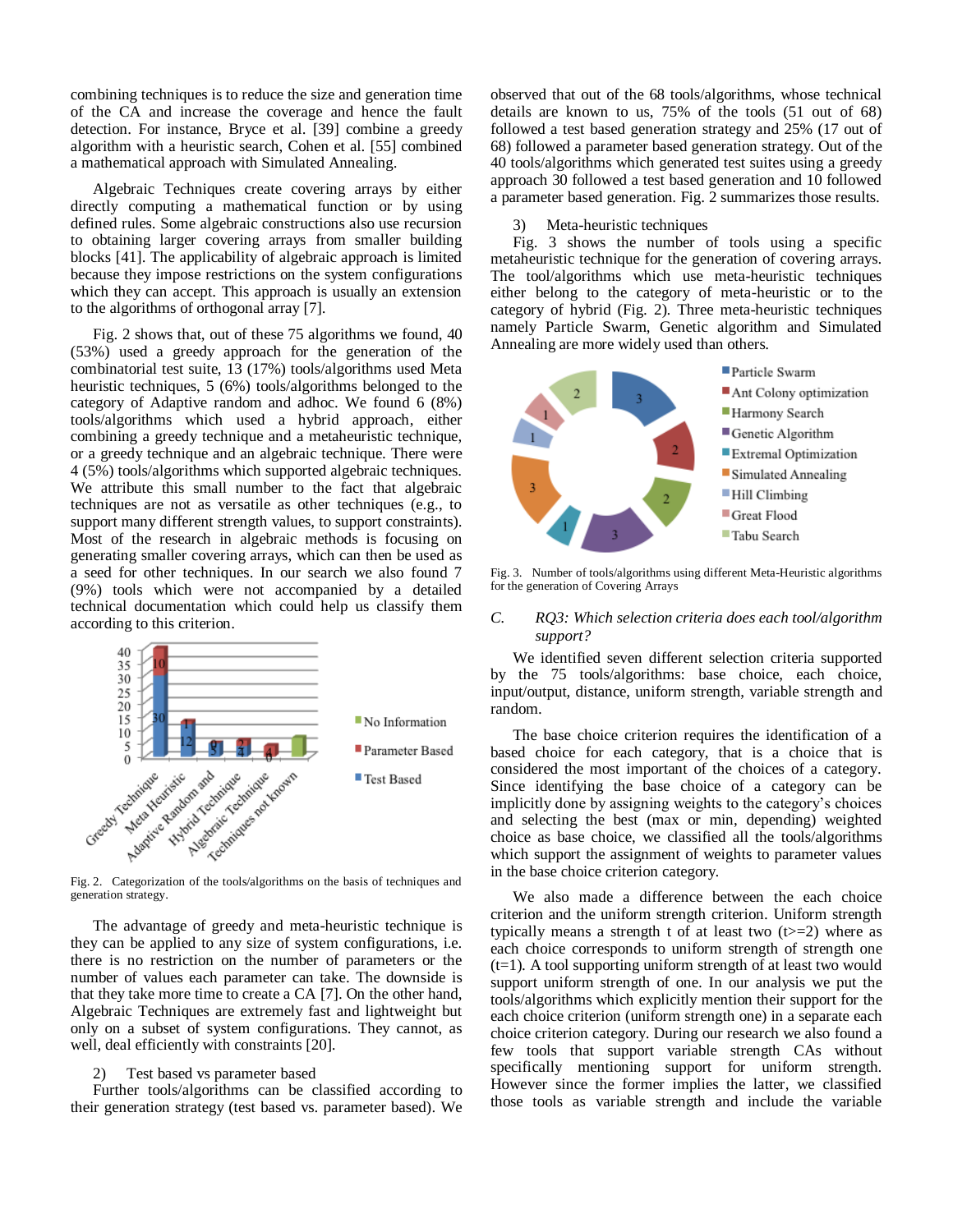combining techniques is to reduce the size and generation time of the CA and increase the coverage and hence the fault detection. For instance, Bryce et al. [39] combine a greedy algorithm with a heuristic search, Cohen et al. [55] combined a mathematical approach with Simulated Annealing.

Algebraic Techniques create covering arrays by either directly computing a mathematical function or by using defined rules. Some algebraic constructions also use recursion to obtaining larger covering arrays from smaller building blocks [41]. The applicability of algebraic approach is limited because they impose restrictions on the system configurations which they can accept. This approach is usually an extension to the algorithms of orthogonal array [7].

Fig. 2 shows that, out of these 75 algorithms we found, 40 (53%) used a greedy approach for the generation of the combinatorial test suite, 13 (17%) tools/algorithms used Meta heuristic techniques, 5 (6%) tools/algorithms belonged to the category of Adaptive random and adhoc. We found 6 (8%) tools/algorithms which used a hybrid approach, either combining a greedy technique and a metaheuristic technique, or a greedy technique and an algebraic technique. There were 4 (5%) tools/algorithms which supported algebraic techniques. We attribute this small number to the fact that algebraic techniques are not as versatile as other techniques (e.g., to support many different strength values, to support constraints). Most of the research in algebraic methods is focusing on generating smaller covering arrays, which can then be used as a seed for other techniques. In our search we also found 7 (9%) tools which were not accompanied by a detailed technical documentation which could help us classify them according to this criterion.

Fig. 2. Categorization of the tools/algorithms on the basis of techniques and generation strategy.

The advantage of greedy and meta-heuristic technique is they can be applied to any size of system configurations, i.e. there is no restriction on the number of parameters or the number of values each parameter can take. The downside is that they take more time to create a CA [7]. On the other hand, Algebraic Techniques are extremely fast and lightweight but only on a subset of system configurations. They cannot, as well, deal efficiently with constraints [20].

2) Test based vs parameter based

Further tools/algorithms can be classified according to their generation strategy (test based vs. parameter based). We observed that out of the 68 tools/algorithms, whose technical details are known to us, 75% of the tools (51 out of 68) followed a test based generation strategy and 25% (17 out of 68) followed a parameter based generation strategy. Out of the 40 tools/algorithms which generated test suites using a greedy approach 30 followed a test based generation and 10 followed a parameter based generation. Fig. 2 summarizes those results.

3) Meta-heuristic techniques

Fig. 3 shows the number of tools using a specific metaheuristic technique for the generation of covering arrays. The tool/algorithms which use meta-heuristic techniques either belong to the category of meta-heuristic or to the category of hybrid (Fig. 2). Three meta-heuristic techniques namely Particle Swarm, Genetic algorithm and Simulated Annealing are more widely used than others.

Fig. 3. Number of tools/algorithms using different Meta-Heuristic algorithms for the generation of Covering Arrays

### C. *RQ3: Which selection criteria does each tool/algorithm support?*

We identified seven different selection criteria supported by the 75 tools/algorithms: base choice, each choice, input/output, distance, uniform strength, variable strength and random.

The base choice criterion requires the identification of a based choice for each category, that is a choice that is considered the most important of the choices of a category. Since identifying the base choice of a category can be implicitly done by assigning weights to the category's choices and selecting the best (max or min, depending) weighted choice as base choice, we classified all the tools/algorithms which support the assignment of weights to parameter values in the base choice criterion category.

We also made a difference between the each choice criterion and the uniform strength criterion. Uniform strength typically means a strength t of at least two (t>=2) where as each choice corresponds to uniform strength of strength one (t=1). A tool supporting uniform strength of at least two would support uniform strength of one. In our analysis we put the tools/algorithms which explicitly mention their support for the each choice criterion (uniform strength one) in a separate each choice criterion category. During our research we also found a few tools that support variable strength CAs without specifically mentioning support for uniform strength. However since the former implies the latter, we classified those tools as variable strength and include the variable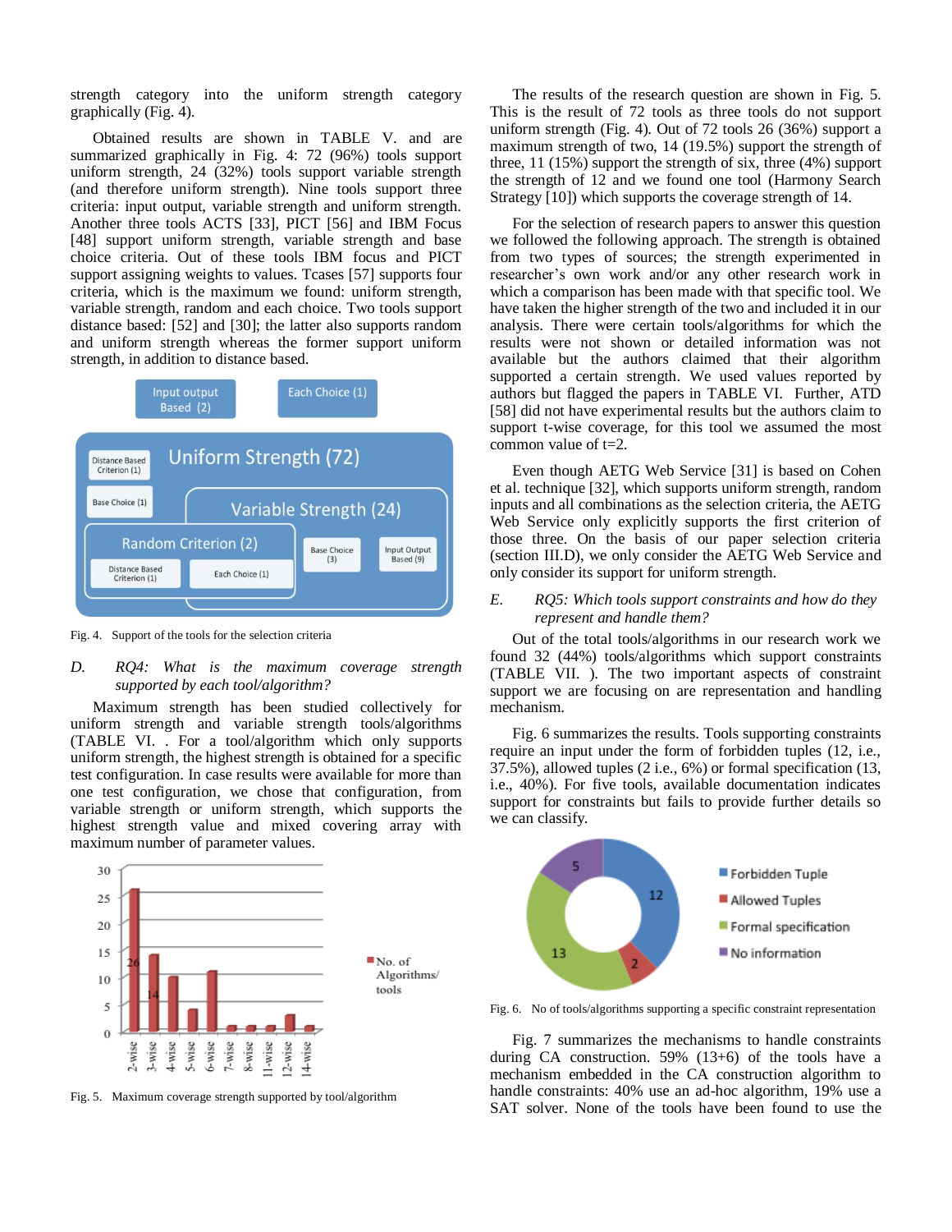strength category into the uniform strength category graphically (Fig. 4).

Obtained results are shown in TABLE V. and are summarized graphically in Fig. 4: 72 (96%) tools support uniform strength, 24 (32%) tools support variable strength (and therefore uniform strength). Nine tools support three criteria: input output, variable strength and uniform strength. Another three tools ACTS [33], PICT [56] and IBM Focus [48] support uniform strength, variable strength and base choice criteria. Out of these tools IBM focus and PICT support assigning weights to values. Tcases [57] supports four criteria, which is the maximum we found: uniform strength, variable strength, random and each choice. Two tools support distance based: [52] and [30]; the latter also supports random and uniform strength whereas the former support uniform strength, in addition to distance based.

Fig. 4. Support of the tools for the selection criteria

### D. RQ4: What is the maximum coverage strength supported by each tool/algorithm?

Maximum strength has been studied collectively for uniform strength and variable strength tools/algorithms (TABLE VI. . For a tool/algorithm which only supports uniform strength, the highest strength is obtained for a specific test configuration. In case results were available for more than one test configuration, we chose that configuration, from variable strength or uniform strength, which supports the highest strength value and mixed covering array with maximum number of parameter values.

Fig. 5. Maximum coverage strength supported by tool/algorithm

The results of the research question are shown in Fig. 5. This is the result of 72 tools as three tools do not support uniform strength (Fig. 4). Out of 72 tools 26 (36%) support a maximum strength of two, 14 (19.5%) support the strength of three, 11 (15%) support the strength of six, three (4%) support the strength of 12 and we found one tool (Harmony Search Strategy [10]) which supports the coverage strength of 14.

For the selection of research papers to answer this question we followed the following approach. The strength is obtained from two types of sources; the strength experimented in researcher's own work and/or any other research work in which a comparison has been made with that specific tool. We have taken the higher strength of the two and included it in our analysis. There were certain tools/algorithms for which the results were not shown or detailed information was not available but the authors claimed that their algorithm supported a certain strength. We used values reported by authors but flagged the papers in TABLE VI. Further, ATD [58] did not have experimental results but the authors claim to support t-wise coverage, for this tool we assumed the most common value of t=2.

Even though AETG Web Service [31] is based on Cohen et al. technique [32], which supports uniform strength, random inputs and all combinations as the selection criteria, the AETG Web Service only explicitly supports the first criterion of those three. On the basis of our paper selection criteria (section III.D), we only consider the AETG Web Service and only consider its support for uniform strength.

### E. RQ5: Which tools support constraints and how do they represent and handle them?

Out of the total tools/algorithms in our research work we found 32 (44%) tools/algorithms which support constraints (TABLE VII. ). The two important aspects of constraint support we are focusing on are representation and handling mechanism.

Fig. 6 summarizes the results. Tools supporting constraints require an input under the form of forbidden tuples (12, i.e., 37.5%), allowed tuples (2 i.e., 6%) or formal specification (13, i.e., 40%). For five tools, available documentation indicates support for constraints but fails to provide further details so we can classify.

Fig. 6. No of tools/algorithms supporting a specific constraint representation

Fig. 7 summarizes the mechanisms to handle constraints during CA construction. 59% (13+6) of the tools have a mechanism embedded in the CA construction algorithm to handle constraints: 40% use an ad-hoc algorithm, 19% use a SAT solver. None of the tools have been found to use the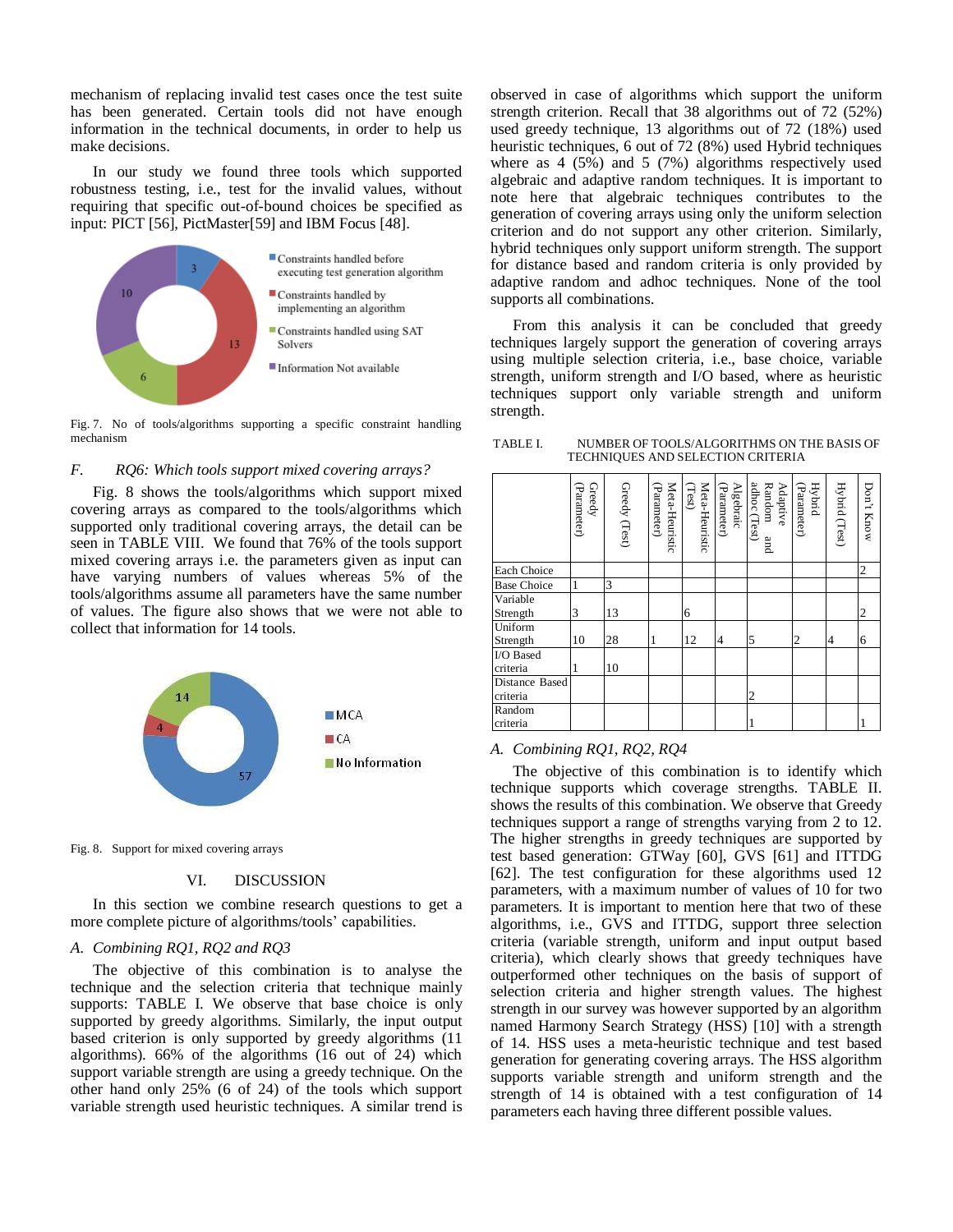mechanism of replacing invalid test cases once the test suite has been generated. Certain tools did not have enough information in the technical documents, in order to help us make decisions.

In our study we found three tools which supported robustness testing, i.e., test for the invalid values, without requiring that specific out-of-bound choices be specified as input: PICT [56], PictMaster[59] and IBM Focus [48].

Fig. 7. No of tools/algorithms supporting a specific constraint handling mechanism

### F. RQ6: Which tools support mixed covering arrays?

Fig. 8 shows the tools/algorithms which support mixed covering arrays as compared to the tools/algorithms which supported only traditional covering arrays, the detail can be seen in TABLE VIII. We found that 76% of the tools support mixed covering arrays i.e. the parameters given as input can have varying numbers of values whereas 5% of the tools/algorithms assume all parameters have the same number of values. The figure also shows that we were not able to collect that information for 14 tools.

Fig. 8. Support for mixed covering arrays

## VI. DISCUSSION

In this section we combine research questions to get a more complete picture of algorithms/tools' capabilities.

### A. Combining RQ1, RQ2 and RQ3

The objective of this combination is to analyse the technique and the selection criteria that technique mainly supports: TABLE I. We observe that base choice is only supported by greedy algorithms. Similarly, the input output based criterion is only supported by greedy algorithms (11 algorithms). 66% of the algorithms (16 out of 24) which support variable strength are using a greedy technique. On the other hand only 25% (6 of 24) of the tools which support variable strength used heuristic techniques. A similar trend is observed in case of algorithms which support the uniform strength criterion. Recall that 38 algorithms out of 72 (52%) used greedy technique, 13 algorithms out of 72 (18%) used heuristic techniques, 6 out of 72 (8%) used Hybrid techniques where as 4 (5%) and 5 (7%) algorithms respectively used algebraic and adaptive random techniques. It is important to note here that algebraic techniques contributes to the generation of covering arrays using only the uniform selection criterion and do not support any other criterion. Similarly, hybrid techniques only support uniform strength. The support for distance based and random criteria is only provided by adaptive random and adhoc techniques. None of the tool supports all combinations.

From this analysis it can be concluded that greedy techniques largely support the generation of covering arrays using multiple selection criteria, i.e., base choice, variable strength, uniform strength and I/O based, where as heuristic techniques support only variable strength and uniform strength.

TABLE I. NUMBER OF TOOLS/ALGORITHMS ON THE BASIS OF TECHNIQUES AND SELECTION CRITERIA

| | Greedy (Parameter) | Greedy (Test) | Meta-Heuristic (Parameter) | Meta-Heuristic (Test) | Algebraic (Parameter) | Adaptive Random and adhoc (Test) | Hybrid (Parameter) | Hybrid (Test) | Don't Know |
|---|---|---|---|---|---|---|---|---|---|
| Each Choice | | | | | | | | | 2 |
| Base Choice | 1 | 3 | | | | | | | |
| Variable Strength | 3 | 13 | | 6 | | | | | 2 |
| Uniform Strength | 10 | 28 | 1 | 12 | 4 | 5 | 2 | 4 | 6 |
| I/O Based criteria | 1 | 10 | | | | | | | |
| Distance Based criteria | | | | | | 2 | | | |
| Random criteria | | | | | | 1 | | | 1 |

### A. Combining RQ1, RQ2, RQ4

The objective of this combination is to identify which technique supports which coverage strengths. TABLE II. shows the results of this combination. We observe that Greedy techniques support a range of strengths varying from 2 to 12. The higher strengths in greedy techniques are supported by test based generation: GTWay [60], GVS [61] and ITTDG [62]. The test configuration for these algorithms used 12 parameters, with a maximum number of values of 10 for two parameters. It is important to mention here that two of these algorithms, i.e., GVS and ITTDG, support three selection criteria (variable strength, uniform strength and input output based criteria), which clearly shows that greedy techniques have outperformed other techniques on the basis of support of selection criteria and higher strength values. The highest strength in our survey was however supported by an algorithm named Harmony Search Strategy (HSS) [10] with a strength of 14. HSS uses a meta-heuristic technique and test based generation for generating covering arrays. The HSS algorithm supports variable strength and uniform strength and the strength of 14 is obtained with a test configuration of 14 parameters each having three different possible values.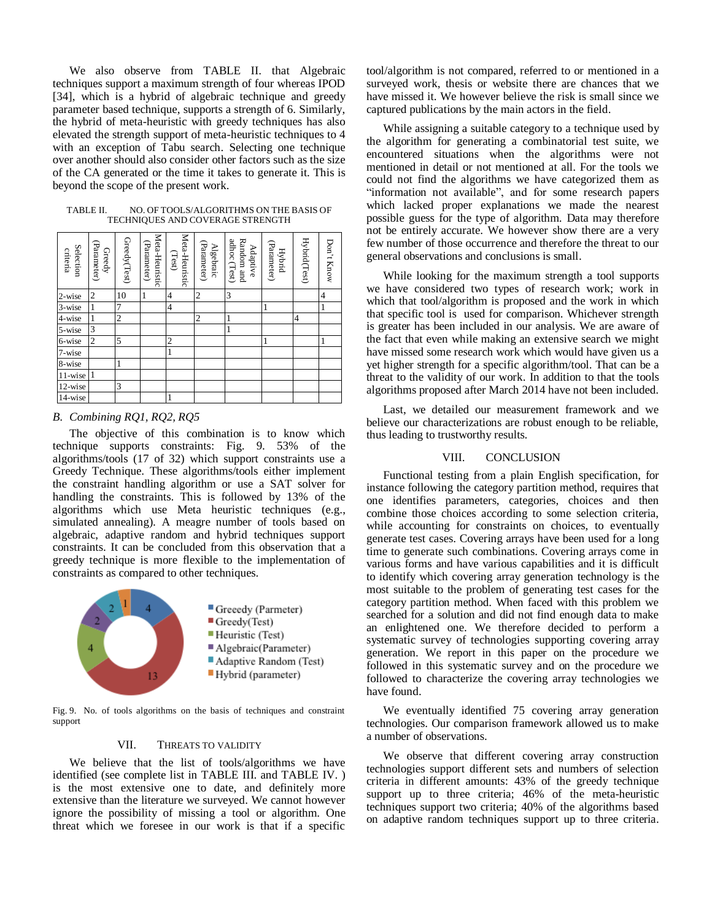We also observe from TABLE II. that Algebraic techniques support a maximum strength of four whereas IPOD [34], which is a hybrid of algebraic technique and greedy parameter based technique, supports a strength of 6. Similarly, the hybrid of meta-heuristic with greedy techniques has also elevated the strength support of meta-heuristic techniques to 4 with an exception of Tabu search. Selecting one technique over another should also consider other factors such as the size of the CA generated or the time it takes to generate it. This is beyond the scope of the present work.

TABLE II. NO. OF TOOLS/ALGORITHMS ON THE BASIS OF TECHNIQUES AND COVERAGE STRENGTH

| Selection criteria | Greedy (Parameter) | Greedy(Test) | Meta-Heuristic (Parameter) | Meta-Heuristic (Test) | Algebraic (Parameter) | Adaptive Random and adhoc (Test) | Hybrid (Parameter) | Hybrid(Test) | Don't Know |
|---|---|---|---|---|---|---|---|---|---|
| 2-wise | 2 | 10 | 1 | 4 | 2 | 3 | | | 4 |
| 3-wise | 1 | 7 | | 4 | | | 1 | | 1 |
| 4-wise | 1 | 2 | | | 2 | 1 | | 4 | |
| 5-wise | 3 | | | | | 1 | | | |
| 6-wise | 2 | 5 | | 2 | | | 1 | | 1 |
| 7-wise | | | | 1 | | | | | |
| 8-wise | | 1 | | | | | | | |
| 11-wise | 1 | | | | | | | | |
| 12-wise | | 3 | | | | | | | |
| 14-wise | | | | 1 | | | | | |

## *B. Combining RQ1, RQ2, RQ5*

The objective of this combination is to know which technique supports constraints: Fig. 9. 53% of the algorithms/tools (17 of 32) which support constraints use a Greedy Technique. These algorithms/tools either implement the constraint handling algorithm or use a SAT solver for handling the constraints. This is followed by 13% of the algorithms which use Meta heuristic techniques (e.g., simulated annealing). A meagre number of tools based on algebraic, adaptive random and hybrid techniques support constraints. It can be concluded from this observation that a greedy technique is more flexible to the implementation of constraints as compared to other techniques.

Fig. 9. No. of tools algorithms on the basis of techniques and constraint support

## VII. THREATS TO VALIDITY

We believe that the list of tools/algorithms we have identified (see complete list in TABLE III. and TABLE IV. ) is the most extensive one to date, and definitely more extensive than the literature we surveyed. We cannot however ignore the possibility of missing a tool or algorithm. One threat which we foresee in our work is that if a specific tool/algorithm is not compared, referred to or mentioned in a surveyed work, thesis or website there are chances that we have missed it. We however believe the risk is small since we captured publications by the main actors in the field.

While assigning a suitable category to a technique used by the algorithm for generating a combinatorial test suite, we encountered situations when the algorithms were not mentioned in detail or not mentioned at all. For the tools we could not find the algorithms we have categorized them as "information not available", and for some research papers which lacked proper explanations we made the nearest possible guess for the type of algorithm. Data may therefore not be entirely accurate. We however show there are a very few number of those occurrence and therefore the threat to our general observations and conclusions is small.

While looking for the maximum strength a tool supports we have considered two types of research work; work in which that tool/algorithm is proposed and the work in which that specific tool is used for comparison. Whichever strength is greater has been included in our analysis. We are aware of the fact that even while making an extensive search we might have missed some research work which would have given us a yet higher strength for a specific algorithm/tool. That can be a threat to the validity of our work. In addition to that the tools algorithms proposed after March 2014 have not been included.

Last, we detailed our measurement framework and we believe our characterizations are robust enough to be reliable, thus leading to trustworthy results.

## VIII. CONCLUSION

Functional testing from a plain English specification, for instance following the category partition method, requires that one identifies parameters, categories, choices and then combine those choices according to some selection criteria, while accounting for constraints on choices, to eventually generate test cases. Covering arrays have been used for a long time to generate such combinations. Covering arrays come in various forms and have various capabilities and it is difficult to identify which covering array generation technology is the most suitable to the problem of generating test cases for the category partition method. When faced with this problem we searched for a solution and did not find enough data to make an enlightened one. We therefore decided to perform a systematic survey of technologies supporting covering array generation. We report in this paper on the procedure we followed in this systematic survey and on the procedure we followed to characterize the covering array technologies we have found.

We eventually identified 75 covering array generation technologies. Our comparison framework allowed us to make a number of observations.

We observe that different covering array construction technologies support different sets and numbers of selection criteria in different amounts: 43% of the greedy technique support up to three criteria; 46% of the meta-heuristic techniques support two criteria; 40% of the algorithms based on adaptive random techniques support up to three criteria.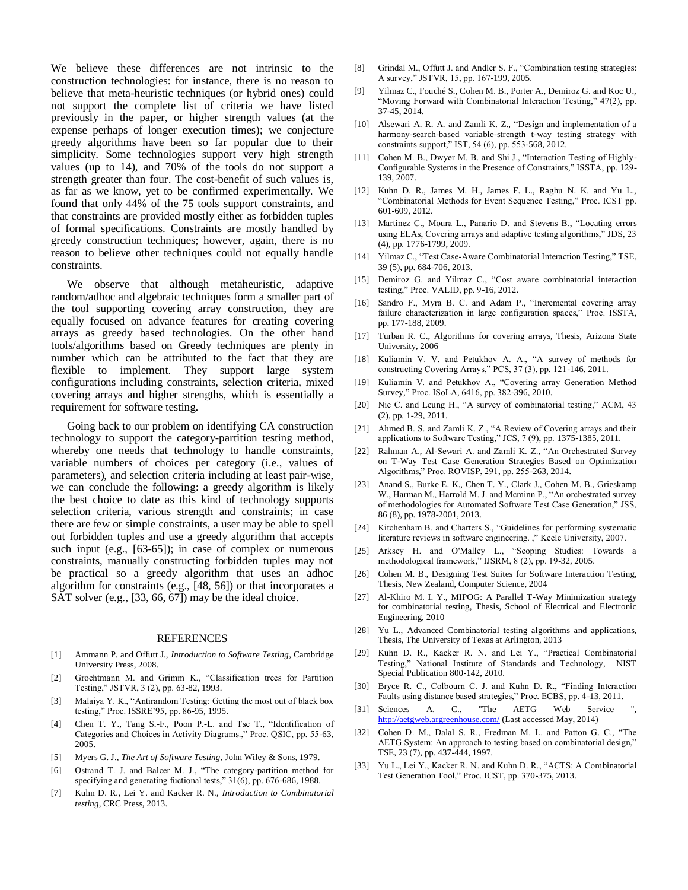We believe these differences are not intrinsic to the construction technologies: for instance, there is no reason to believe that meta-heuristic techniques (or hybrid ones) could not support the complete list of criteria we have listed previously in the paper, or higher strength values (at the expense perhaps of longer execution times); we conjecture greedy algorithms have been so far popular due to their simplicity. Some technologies support very high strength values (up to 14), and 70% of the tools do not support a strength greater than four. The cost-benefit of such values is, as far as we know, yet to be confirmed experimentally. We found that only 44% of the 75 tools support constraints, and that constraints are provided mostly either as forbidden tuples of formal specifications. Constraints are mostly handled by greedy construction techniques; however, again, there is no reason to believe other techniques could not equally handle constraints.

We observe that although metaheuristic, adaptive random/adhoc and algebraic techniques form a smaller part of the tool supporting covering array construction, they are equally focused on advance features for creating covering arrays as greedy based technologies. On the other hand tools/algorithms based on Greedy techniques are plenty in number which can be attributed to the fact that they are flexible to implement. They support large system configurations including constraints, selection criteria, mixed covering arrays and higher strengths, which is essentially a requirement for software testing.

Going back to our problem on identifying CA construction technology to support the category-partition testing method, whereby one needs that technology to handle constraints, variable numbers of choices per category (i.e., values of parameters), and selection criteria including at least pair-wise, we can conclude the following: a greedy algorithm is likely the best choice to date as this kind of technology supports selection criteria, various strength and constraints; in case there are few or simple constraints, a user may be able to spell out forbidden tuples and use a greedy algorithm that accepts such input (e.g., [63-65]); in case of complex or numerous constraints, manually constructing forbidden tuples may not be practical so a greedy algorithm that uses an adhoc algorithm for constraints (e.g., [48, 56]) or that incorporates a SAT solver (e.g., [33, 66, 67]) may be the ideal choice.

## REFERENCES

[1] Ammann P. and Offutt J., *Introduction to Software Testing*, Cambridge University Press, 2008.

[2] Grochtmann M. and Grimm K., “Classification trees for Partition Testing,” JSTVR, 3 (2), pp. 63-82, 1993.

[3] Malaiya Y. K., “Antirandom Testing: Getting the most out of black box testing,” Proc. ISSRE'95, pp. 86-95, 1995.

[4] Chen T. Y., Tang S.-F., Poon P.-L. and Tse T., “Identification of Categories and Choices in Activity Diagrams.,” Proc. QSIC, pp. 55-63, 2005.

[5] Myers G. J., *The Art of Software Testing*, John Wiley & Sons, 1979.

[6] Ostrand T. J. and Balcer M. J., “The category-partition method for specifying and generating fuctional tests,” 31(6), pp. 676-686, 1988.

[7] Kuhn D. R., Lei Y. and Kacker R. N., *Introduction to Combinatorial testing*, CRC Press, 2013.

[8] Grindal M., Offutt J. and Andler S. F., “Combination testing strategies: A survey,” JSTVR, 15, pp. 167-199, 2005.

[9] Yilmaz C., Fouché S., Cohen M. B., Porter A., Demiroz G. and Koc U., “Moving Forward with Combinatorial Interaction Testing,” 47(2), pp. 37-45, 2014.

[10] Alsewari A. R. A. and Zamli K. Z., “Design and implementation of a harmony-search-based variable-strength t-way testing strategy with constraints support,” IST, 54 (6), pp. 553-568, 2012.

[11] Cohen M. B., Dwyer M. B. and Shi J., “Interaction Testing of Highly-Configurable Systems in the Presence of Constraints,” ISSTA, pp. 129-139, 2007.

[12] Kuhn D. R., James M. H., James F. L., Raghu N. K. and Yu L., “Combinatorial Methods for Event Sequence Testing,” Proc. ICST pp. 601-609, 2012.

[13] Martinez C., Moura L., Panario D. and Stevens B., “Locating errors using ELAs, Covering arrays and adaptive testing algorithms,” JDS, 23 (4), pp. 1776-1799, 2009.

[14] Yilmaz C., “Test Case-Aware Combinatorial Interaction Testing,” TSE, 39 (5), pp. 684-706, 2013.

[15] Demiroz G. and Yilmaz C., “Cost aware combinatorial interaction testing,” Proc. VALID, pp. 9-16, 2012.

[16] Sandro F., Myra B. C. and Adam P., “Incremental covering array failure characterization in large configuration spaces,” Proc. ISSTA, pp. 177-188, 2009.

[17] Turban R. C., Algorithms for covering arrays, Thesis, Arizona State University, 2006

[18] Kuliamin V. V. and Petukhov A. A., “A survey of methods for constructing Covering Arrays,” PCS, 37 (3), pp. 121-146, 2011.

[19] Kuliamin V. and Petukhov A., “Covering array Generation Method Survey,” Proc. ISoLA, 6416, pp. 382-396, 2010.

[20] Nie C. and Leung H., “A survey of combinatorial testing,” ACM, 43 (2), pp. 1-29, 2011.

[21] Ahmed B. S. and Zamli K. Z., “A Review of Covering arrays and their applications to Software Testing,” JCS, 7 (9), pp. 1375-1385, 2011.

[22] Rahman A., Al-Sewari A. and Zamli K. Z., “An Orchestrated Survey on T-Way Test Case Generation Strategies Based on Optimization Algorithms,” Proc. ROVISP, 291, pp. 255-263, 2014.

[23] Anand S., Burke E. K., Chen T. Y., Clark J., Cohen M. B., Grieskamp W., Harman M., Harrold M. J. and Mcminn P., “An orchestrated survey of methodologies for Automated Software Test Case Generation,” JSS, 86 (8), pp. 1978-2001, 2013.

[24] Kitchenham B. and Charters S., “Guidelines for performing systematic literature reviews in software engineering. ,” Keele University, 2007.

[25] Arksey H. and O'Malley L., “Scoping Studies: Towards a methodological framework,” IJSRM, 8 (2), pp. 19-32, 2005.

[26] Cohen M. B., Designing Test Suites for Software Interaction Testing, Thesis, New Zealand, Computer Science, 2004

[27] Al-Khiro M. I. Y., MIPOG: A Parallel T-Way Minimization strategy for combinatorial testing, Thesis, School of Electrical and Electronic Engineering, 2010

[28] Yu L., Advanced Combinatorial testing algorithms and applications, Thesis, The University of Texas at Arlington, 2013

[29] Kuhn D. R., Kacker R. N. and Lei Y., “Practical Combinatorial Testing,” National Institute of Standards and Technology, NIST Special Publication 800-142, 2010.

[30] Bryce R. C., Colbourn C. J. and Kuhn D. R., “Finding Interaction Faults using distance based strategies,” Proc. ECBS, pp. 4-13, 2011.

[31] Sciences A. C., "The AETG Web Service ", http://aetgweb.argreenhouse.com/ (Last accessed May, 2014)

[32] Cohen D. M., Dalal S. R., Fredman M. L. and Patton G. C., “The AETG System: An approach to testing based on combinatorial design,” TSE, 23 (7), pp. 437-444, 1997.

[33] Yu L., Lei Y., Kacker R. N. and Kuhn D. R., “ACTS: A Combinatorial Test Generation Tool,” Proc. ICST, pp. 370-375, 2013.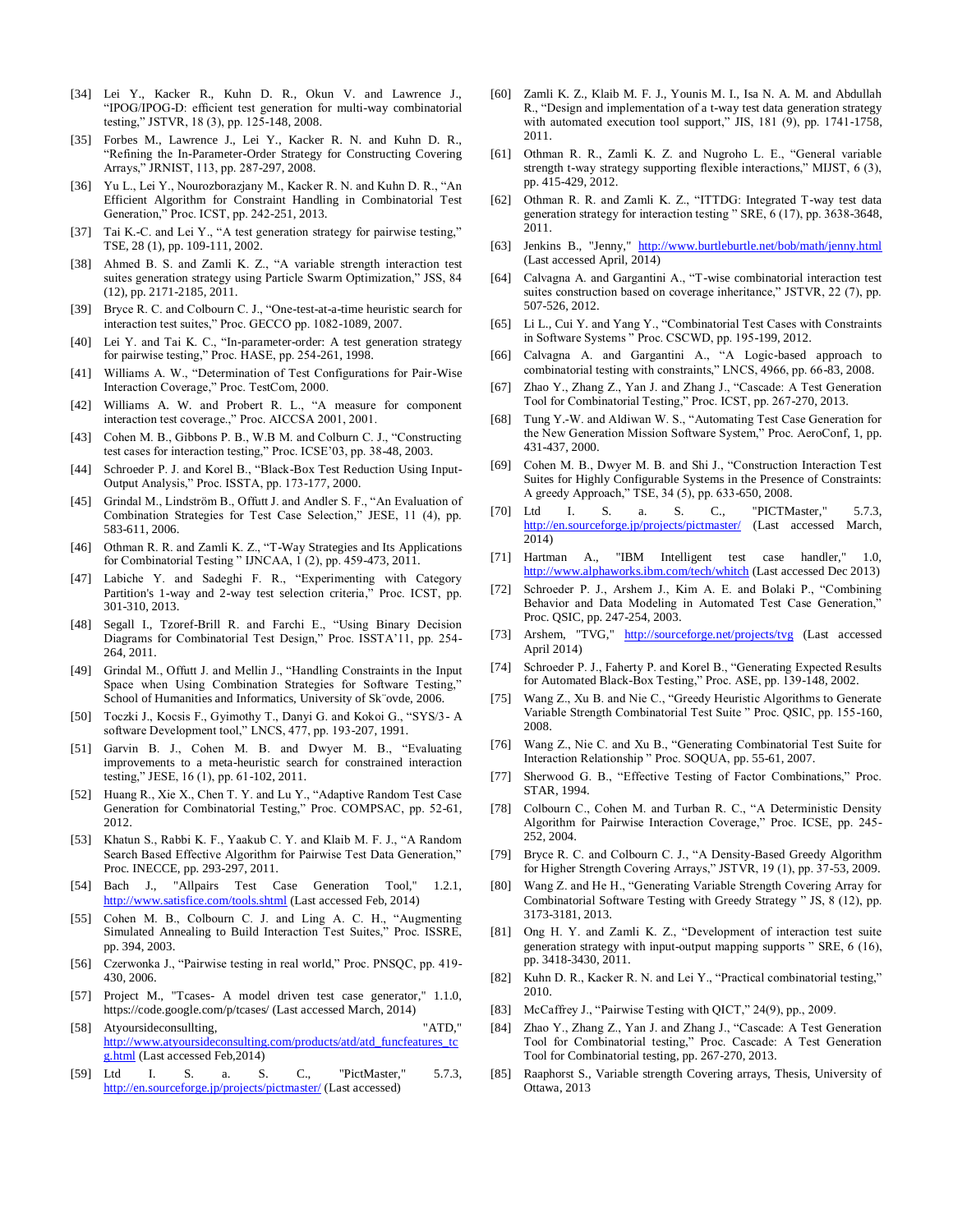[34] Lei Y., Kacker R., Kuhn D. R., Okun V. and Lawrence J., “IPOG/IPOG-D: efficient test generation for multi-way combinatorial testing,” JSTVR, 18 (3), pp. 125-148, 2008.

[35] Forbes M., Lawrence J., Lei Y., Kacker R. N. and Kuhn D. R., “Refining the In-Parameter-Order Strategy for Constructing Covering Arrays,” JRNIST, 113, pp. 287-297, 2008.

[36] Yu L., Lei Y., Nourozborazjany M., Kacker R. N. and Kuhn D. R., “An Efficient Algorithm for Constraint Handling in Combinatorial Test Generation,” Proc. ICST, pp. 242-251, 2013.

[37] Tai K.-C. and Lei Y., “A test generation strategy for pairwise testing,” TSE, 28 (1), pp. 109-111, 2002.

[38] Ahmed B. S. and Zamli K. Z., “A variable strength interaction test suites generation strategy using Particle Swarm Optimization,” JSS, 84 (12), pp. 2171-2185, 2011.

[39] Bryce R. C. and Colbourn C. J., “One-test-at-a-time heuristic search for interaction test suites,” Proc. GECCO pp. 1082-1089, 2007.

[40] Lei Y. and Tai K. C., “In-parameter-order: A test generation strategy for pairwise testing,” Proc. HASE, pp. 254-261, 1998.

[41] Williams A. W., “Determination of Test Configurations for Pair-Wise Interaction Coverage,” Proc. TestCom, 2000.

[42] Williams A. W. and Probert R. L., “A measure for component interaction test coverage.,” Proc. AICCSA 2001, 2001.

[43] Cohen M. B., Gibbons P. B., W.B M. and Colburn C. J., “Constructing test cases for interaction testing,” Proc. ICSE’03, pp. 38-48, 2003.

[44] Schroeder P. J. and Korel B., “Black-Box Test Reduction Using Input-Output Analysis,” Proc. ISSTA, pp. 173-177, 2000.

[45] Grindal M., Lindström B., Offutt J. and Andler S. F., “An Evaluation of Combination Strategies for Test Case Selection,” JESE, 11 (4), pp. 583-611, 2006.

[46] Othman R. R. and Zamli K. Z., “T-Way Strategies and Its Applications for Combinatorial Testing ” IJNCAA, 1 (2), pp. 459-473, 2011.

[47] Labiche Y. and Sadeghi F. R., “Experimenting with Category Partition's 1-way and 2-way test selection criteria,” Proc. ICST, pp. 301-310, 2013.

[48] Segall I., Tzoref-Brill R. and Farchi E., “Using Binary Decision Diagrams for Combinatorial Test Design,” Proc. ISSTA’11, pp. 254-264, 2011.

[49] Grindal M., Offutt J. and Mellin J., “Handling Constraints in the Input Space when Using Combination Strategies for Software Testing,” School of Humanities and Informatics, University of Sk¨ovde, 2006.

[50] Toczki J., Kocsis F., Gyimothy T., Danyi G. and Kokoi G., “SYS/3- A software Development tool,” LNCS, 477, pp. 193-207, 1991.

[51] Garvin B. J., Cohen M. B. and Dwyer M. B., “Evaluating improvements to a meta-heuristic search for constrained interaction testing,” JESE, 16 (1), pp. 61-102, 2011.

[52] Huang R., Xie X., Chen T. Y. and Lu Y., “Adaptive Random Test Case Generation for Combinatorial Testing,” Proc. COMPSAC, pp. 52-61, 2012.

[53] Khatun S., Rabbi K. F., Yaakub C. Y. and Klaib M. F. J., “A Random Search Based Effective Algorithm for Pairwise Test Data Generation,” Proc. INECCE, pp. 293-297, 2011.

[54] Bach J., "Allpairs Test Case Generation Tool," 1.2.1, http://www.satisfice.com/tools.shtml (Last accessed Feb, 2014)

[55] Cohen M. B., Colbourn C. J. and Ling A. C. H., “Augmenting Simulated Annealing to Build Interaction Test Suites,” Proc. ISSRE, pp. 394, 2003.

[56] Czerwonka J., “Pairwise testing in real world,” Proc. PNSQC, pp. 419-430, 2006.

[57] Project M., "Tcases- A model driven test case generator," 1.1.0, https://code.google.com/p/tcases/ (Last accessed March, 2014)

[58] Atyoursideconsullting, "ATD," http://www.atyoursideconsulting.com/products/atd/atd_funcfeatures_tcg.html (Last accessed Feb,2014)

[59] Ltd I. S. a. S. C., "PictMaster," 5.7.3, http://en.sourceforge.jp/projects/pictmaster/ (Last accessed)

[60] Zamli K. Z., Klaib M. F. J., Younis M. I., Isa N. A. M. and Abdullah R., “Design and implementation of a t-way test data generation strategy with automated execution tool support,” JIS, 181 (9), pp. 1741-1758, 2011.

[61] Othman R. R., Zamli K. Z. and Nugroho L. E., “General variable strength t-way strategy supporting flexible interactions,” MIJST, 6 (3), pp. 415-429, 2012.

[62] Othman R. R. and Zamli K. Z., “ITTDG: Integrated T-way test data generation strategy for interaction testing ” SRE, 6 (17), pp. 3638-3648, 2011.

[63] Jenkins B., "Jenny," http://www.burtleburtle.net/bob/math/jenny.html (Last accessed April, 2014)

[64] Calvagna A. and Gargantini A., “T-wise combinatorial interaction test suites construction based on coverage inheritance,” JSTVR, 22 (7), pp. 507-526, 2012.

[65] Li L., Cui Y. and Yang Y., “Combinatorial Test Cases with Constraints in Software Systems ” Proc. CSCWD, pp. 195-199, 2012.

[66] Calvagna A. and Gargantini A., “A Logic-based approach to combinatorial testing with constraints,” LNCS, 4966, pp. 66-83, 2008.

[67] Zhao Y., Zhang Z., Yan J. and Zhang J., “Cascade: A Test Generation Tool for Combinatorial Testing,” Proc. ICST, pp. 267-270, 2013.

[68] Tung Y.-W. and Aldiwan W. S., “Automating Test Case Generation for the New Generation Mission Software System,” Proc. AeroConf, 1, pp. 431-437, 2000.

[69] Cohen M. B., Dwyer M. B. and Shi J., “Construction Interaction Test Suites for Highly Configurable Systems in the Presence of Constraints: A greedy Approach,” TSE, 34 (5), pp. 633-650, 2008.

[70] Ltd I. S. a. S. C., "PICTMaster," 5.7.3, http://en.sourceforge.jp/projects/pictmaster/ (Last accessed March, 2014)

[71] Hartman A., "IBM Intelligent test case handler," 1.0, http://www.alphaworks.ibm.com/tech/whitch (Last accessed Dec 2013)

[72] Schroeder P. J., Arshem J., Kim A. E. and Bolaki P., “Combining Behavior and Data Modeling in Automated Test Case Generation,” Proc. QSIC, pp. 247-254, 2003.

[73] Arshem, "TVG," http://sourceforge.net/projects/tvg (Last accessed April 2014)

[74] Schroeder P. J., Faherty P. and Korel B., “Generating Expected Results for Automated Black-Box Testing,” Proc. ASE, pp. 139-148, 2002.

[75] Wang Z., Xu B. and Nie C., “Greedy Heuristic Algorithms to Generate Variable Strength Combinatorial Test Suite ” Proc. QSIC, pp. 155-160, 2008.

[76] Wang Z., Nie C. and Xu B., “Generating Combinatorial Test Suite for Interaction Relationship ” Proc. SOQUA, pp. 55-61, 2007.

[77] Sherwood G. B., “Effective Testing of Factor Combinations,” Proc. STAR, 1994.

[78] Colbourn C., Cohen M. and Turban R. C., “A Deterministic Density Algorithm for Pairwise Interaction Coverage,” Proc. ICSE, pp. 245-252, 2004.

[79] Bryce R. C. and Colbourn C. J., “A Density-Based Greedy Algorithm for Higher Strength Covering Arrays,” JSTVR, 19 (1), pp. 37-53, 2009.

[80] Wang Z. and He H., “Generating Variable Strength Covering Array for Combinatorial Software Testing with Greedy Strategy ” JS, 8 (12), pp. 3173-3181, 2013.

[81] Ong H. Y. and Zamli K. Z., “Development of interaction test suite generation strategy with input-output mapping supports ” SRE, 6 (16), pp. 3418-3430, 2011.

[82] Kuhn D. R., Kacker R. N. and Lei Y., “Practical combinatorial testing,” 2010.

[83] McCaffrey J., “Pairwise Testing with QICT,” 24(9), pp., 2009.

[84] Zhao Y., Zhang Z., Yan J. and Zhang J., “Cascade: A Test Generation Tool for Combinatorial testing,” Proc. Cascade: A Test Generation Tool for Combinatorial testing, pp. 267-270, 2013.

[85] Raaphorst S., Variable strength Covering arrays, Thesis, University of Ottawa, 2013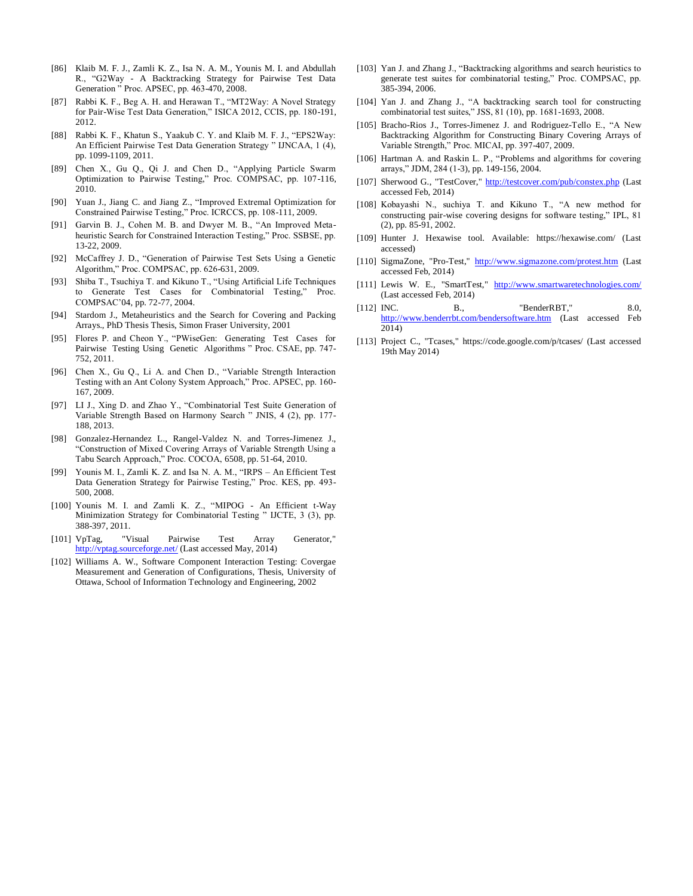[86] Klaib M. F. J., Zamli K. Z., Isa N. A. M., Younis M. I. and Abdullah R., "G2Way - A Backtracking Strategy for Pairwise Test Data Generation " Proc. APSEC, pp. 463-470, 2008.

[87] Rabbi K. F., Beg A. H. and Herawan T., "MT2Way: A Novel Strategy for Pair-Wise Test Data Generation," ISICA 2012, CCIS, pp. 180-191, 2012.

[88] Rabbi K. F., Khatun S., Yaakub C. Y. and Klaib M. F. J., "EPS2Way: An Efficient Pairwise Test Data Generation Strategy " IJNCAA, 1 (4), pp. 1099-1109, 2011.

[89] Chen X., Gu Q., Qi J. and Chen D., "Applying Particle Swarm Optimization to Pairwise Testing," Proc. COMPSAC, pp. 107-116, 2010.

[90] Yuan J., Jiang C. and Jiang Z., "Improved Extremal Optimization for Constrained Pairwise Testing," Proc. ICRCCS, pp. 108-111, 2009.

[91] Garvin B. J., Cohen M. B. and Dwyer M. B., "An Improved Meta-heuristic Search for Constrained Interaction Testing," Proc. SSBSE, pp. 13-22, 2009.

[92] McCaffrey J. D., "Generation of Pairwise Test Sets Using a Genetic Algorithm," Proc. COMPSAC, pp. 626-631, 2009.

[93] Shiba T., Tsuchiya T. and Kikuno T., "Using Artificial Life Techniques to Generate Test Cases for Combinatorial Testing," Proc. COMPSAC'04, pp. 72-77, 2004.

[94] Stardom J., Metaheuristics and the Search for Covering and Packing Arrays., PhD Thesis Thesis, Simon Fraser University, 2001

[95] Flores P. and Cheon Y., "PWiseGen: Generating Test Cases for Pairwise Testing Using Genetic Algorithms " Proc. CSAE, pp. 747-752, 2011.

[96] Chen X., Gu Q., Li A. and Chen D., "Variable Strength Interaction Testing with an Ant Colony System Approach," Proc. APSEC, pp. 160-167, 2009.

[97] LI J., Xing D. and Zhao Y., "Combinatorial Test Suite Generation of Variable Strength Based on Harmony Search " JNIS, 4 (2), pp. 177-188, 2013.

[98] Gonzalez-Hernandez L., Rangel-Valdez N. and Torres-Jimenez J., "Construction of Mixed Covering Arrays of Variable Strength Using a Tabu Search Approach," Proc. COCOA, 6508, pp. 51-64, 2010.

[99] Younis M. I., Zamli K. Z. and Isa N. A. M., "IRPS – An Efficient Test Data Generation Strategy for Pairwise Testing," Proc. KES, pp. 493-500, 2008.

[100] Younis M. I. and Zamli K. Z., "MIPOG - An Efficient t-Way Minimization Strategy for Combinatorial Testing " IJCTE, 3 (3), pp. 388-397, 2011.

[101] VpTag, "Visual Pairwise Test Array Generator," http://vptag.sourceforge.net/ (Last accessed May, 2014)

[102] Williams A. W., Software Component Interaction Testing: Covergae Measurement and Generation of Configurations, Thesis, University of Ottawa, School of Information Technology and Engineering, 2002

[103] Yan J. and Zhang J., "Backtracking algorithms and search heuristics to generate test suites for combinatorial testing," Proc. COMPSAC, pp. 385-394, 2006.

[104] Yan J. and Zhang J., "A backtracking search tool for constructing combinatorial test suites," JSS, 81 (10), pp. 1681-1693, 2008.

[105] Bracho-Rios J., Torres-Jimenez J. and Rodriguez-Tello E., "A New Backtracking Algorithm for Constructing Binary Covering Arrays of Variable Strength," Proc. MICAI, pp. 397-407, 2009.

[106] Hartman A. and Raskin L. P., "Problems and algorithms for covering arrays," JDM, 284 (1-3), pp. 149-156, 2004.

[107] Sherwood G., "TestCover," http://testcover.com/pub/constex.php (Last accessed Feb, 2014)

[108] Kobayashi N., suchiya T. and Kikuno T., "A new method for constructing pair-wise covering designs for software testing," IPL, 81 (2), pp. 85-91, 2002.

[109] Hunter J. Hexawise tool. Available: https://hexawise.com/ (Last accessed)

[110] SigmaZone, "Pro-Test," http://www.sigmazone.com/protest.htm (Last accessed Feb, 2014)

[111] Lewis W. E., "SmartTest," http://www.smartwaretechnologies.com/ (Last accessed Feb, 2014)

[112] INC. B., "BenderRBT," 8.0, http://www.benderrbt.com/bendersoftware.htm (Last accessed Feb 2014)

[113] Project C., "Tcases," https://code.google.com/p/tcases/ (Last accessed 19th May 2014)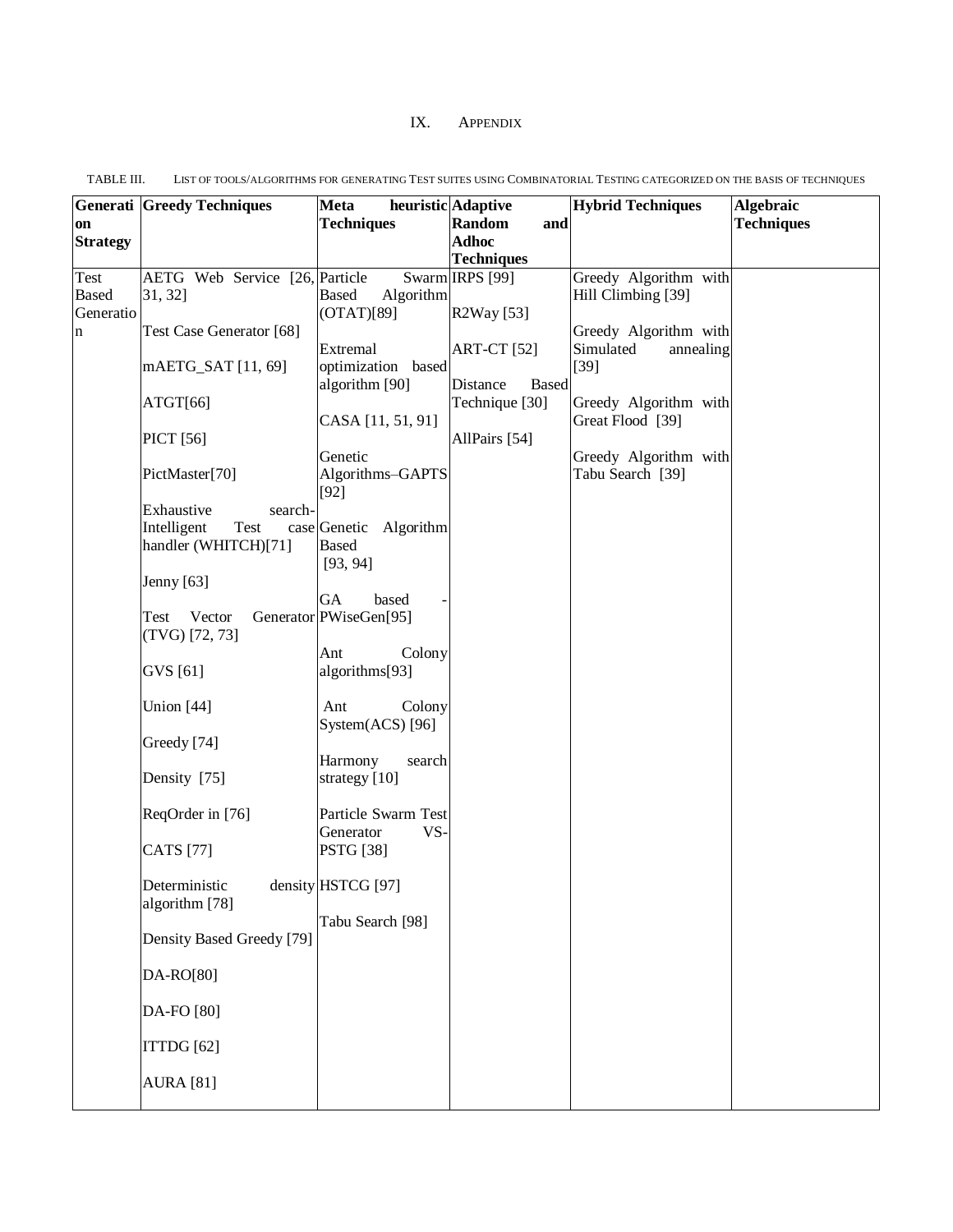## IX. Appendix

TABLE III. List of tools/algorithms for generating Test suites using Combinatorial Testing categorized on the basis of techniques

| Generation Strategy | Greedy Techniques | Meta heuristic Techniques | Adaptive Random and Adhoc Techniques | Hybrid Techniques | Algebraic Techniques |
|---|---|---|---|---|---|
| Test Based Generation | AETG Web Service [26, 31, 32]<br><br>Test Case Generator [68]<br><br>mAETG_SAT [11, 69]<br><br>ATGT[66]<br><br>PICT [56]<br><br>PictMaster[70]<br><br>Exhaustive search-Intelligent Test case handler (WHITCH)[71]<br><br>Jenny [63]<br><br>Test Vector Generator (TVG) [72, 73]<br><br>GVS [61]<br><br>Union [44]<br><br>Greedy [74]<br><br>Density [75]<br><br>ReqOrder in [76]<br><br>CATS [77]<br><br>Deterministic density algorithm [78]<br><br>Density Based Greedy [79]<br><br>DA-RO[80]<br><br>DA-FO [80]<br><br>ITTDG [62]<br><br>AURA [81] | Particle Swarm Based Algorithm (OTAT)[89]<br><br>Extremal optimization based algorithm [90]<br><br>CASA [11, 51, 91]<br><br>Genetic Algorithms–GAPTS [92]<br><br>Genetic Algorithm Based [93, 94]<br><br>GA based - PWiseGen[95]<br><br>Ant Colony algorithms[93]<br><br>Ant Colony System(ACS) [96]<br><br>Harmony search strategy [10]<br><br>Particle Swarm Test Generator VS-PSTG [38]<br><br>HSTCG [97]<br><br>Tabu Search [98] | IRPS [99]<br><br>R2Way [53]<br><br>ART-CT [52]<br><br>Distance Based Technique [30]<br><br>AllPairs [54] | Greedy Algorithm with Hill Climbing [39]<br><br>Greedy Algorithm with Simulated annealing [39]<br><br>Greedy Algorithm with Great Flood [39]<br><br>Greedy Algorithm with Tabu Search [39] | |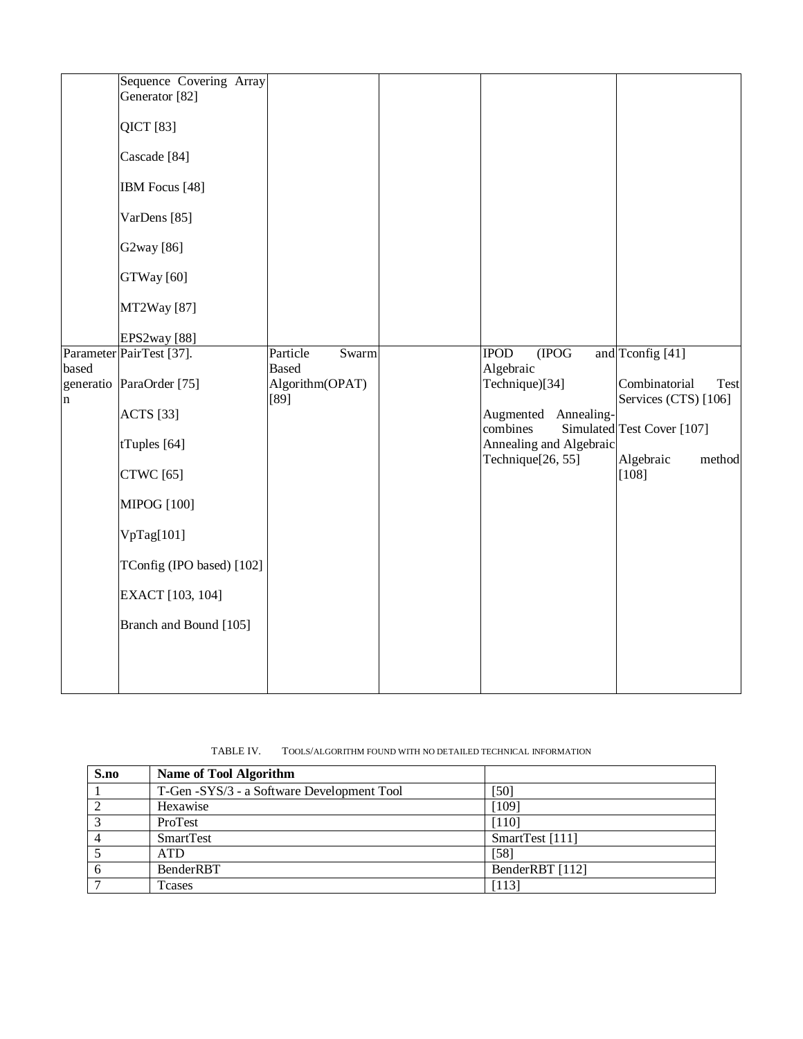| | | | | | |
|---|---|---|---|---|---|
| | Sequence Covering Array Generator [82]<br><br>QICT [83]<br><br>Cascade [84]<br><br>IBM Focus [48]<br><br>VarDens [85]<br><br>G2way [86]<br><br>GTWay [60]<br><br>MT2Way [87]<br><br>EPS2way [88] | | | | |
| Parameter based generation | PairTest [37].<br><br>ParaOrder [75]<br><br>ACTS [33]<br><br>tTuples [64]<br><br>CTWC [65]<br><br>MIPOG [100]<br><br>VpTag[101]<br><br>TConfig (IPO based) [102]<br><br>EXACT [103, 104]<br><br>Branch and Bound [105] | Particle Swarm Based Algorithm(OPAT) [89] | | IPOD (IPOG and Algebraic Technique)[34]<br><br>Augmented Annealing-combines Simulated Annealing and Algebraic Technique[26, 55] | Tconfig [41]<br><br>Combinatorial Test Services (CTS) [106]<br><br>Test Cover [107]<br><br>Algebraic method [108] |

TABLE IV. TOOLS/ALGORITHM FOUND WITH NO DETAILED TECHNICAL INFORMATION

| S.no | Name of Tool Algorithm | |
|---|---|---|
| 1 | T-Gen -SYS/3 - a Software Development Tool | [50] |
| 2 | Hexawise | [109] |
| 3 | ProTest | [110] |
| 4 | SmartTest | SmartTest [111] |
| 5 | ATD | [58] |
| 6 | BenderRBT | BenderRBT [112] |
| 7 | Tcases | [113] |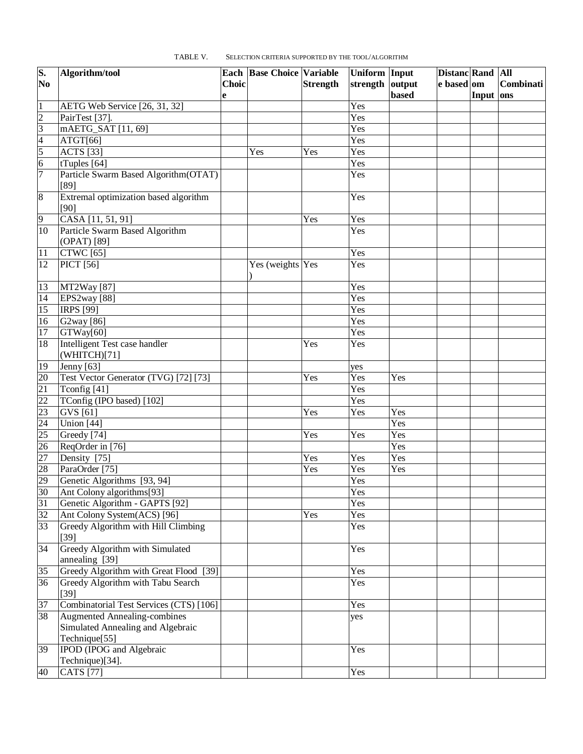TABLE V. SELECTION CRITERIA SUPPORTED BY THE TOOL/ALGORITHM

| S. No | Algorithm/tool | Each Choice | Base Choice | Variable Strength | Uniform strength | Input output based | Distance based | Random Input | All Combinations |
|---|---|---|---|---|---|---|---|---|---|
| 1 | AETG Web Service [26, 31, 32] | | | | Yes | | | | |
| 2 | PairTest [37]. | | | | Yes | | | | |
| 3 | mAETG_SAT [11, 69] | | | | Yes | | | | |
| 4 | ATGT[66] | | | | Yes | | | | |
| 5 | ACTS [33] | | Yes | Yes | Yes | | | | |
| 6 | tTuples [64] | | | | Yes | | | | |
| 7 | Particle Swarm Based Algorithm(OTAT) [89] | | | | Yes | | | | |
| 8 | Extremal optimization based algorithm [90] | | | | Yes | | | | |
| 9 | CASA [11, 51, 91] | | | Yes | Yes | | | | |
| 10 | Particle Swarm Based Algorithm (OPAT) [89] | | | | Yes | | | | |
| 11 | CTWC [65] | | | | Yes | | | | |
| 12 | PICT [56] | | Yes (weights ) | Yes | Yes | | | | |
| 13 | MT2Way [87] | | | | Yes | | | | |
| 14 | EPS2way [88] | | | | Yes | | | | |
| 15 | IRPS [99] | | | | Yes | | | | |
| 16 | G2way [86] | | | | Yes | | | | |
| 17 | GTWay[60] | | | | Yes | | | | |
| 18 | Intelligent Test case handler (WHITCH)[71] | | | Yes | Yes | | | | |
| 19 | Jenny [63] | | | | yes | | | | |
| 20 | Test Vector Generator (TVG) [72] [73] | | | Yes | Yes | Yes | | | |
| 21 | Tconfig [41] | | | | Yes | | | | |
| 22 | TConfig (IPO based) [102] | | | | Yes | | | | |
| 23 | GVS [61] | | | Yes | Yes | Yes | | | |
| 24 | Union [44] | | | | | Yes | | | |
| 25 | Greedy [74] | | | Yes | Yes | Yes | | | |
| 26 | ReqOrder in [76] | | | | | Yes | | | |
| 27 | Density [75] | | | Yes | Yes | Yes | | | |
| 28 | ParaOrder [75] | | | Yes | Yes | Yes | | | |
| 29 | Genetic Algorithms [93, 94] | | | | Yes | | | | |
| 30 | Ant Colony algorithms[93] | | | | Yes | | | | |
| 31 | Genetic Algorithm - GAPTS [92] | | | | Yes | | | | |
| 32 | Ant Colony System(ACS) [96] | | | Yes | Yes | | | | |
| 33 | Greedy Algorithm with Hill Climbing [39] | | | | Yes | | | | |
| 34 | Greedy Algorithm with Simulated annealing [39] | | | | Yes | | | | |
| 35 | Greedy Algorithm with Great Flood [39] | | | | Yes | | | | |
| 36 | Greedy Algorithm with Tabu Search [39] | | | | Yes | | | | |
| 37 | Combinatorial Test Services (CTS) [106] | | | | Yes | | | | |
| 38 | Augmented Annealing-combines Simulated Annealing and Algebraic Technique[55] | | | | yes | | | | |
| 39 | IPOD (IPOG and Algebraic Technique)[34]. | | | | Yes | | | | |
| 40 | CATS [77] | | | | Yes | | | | |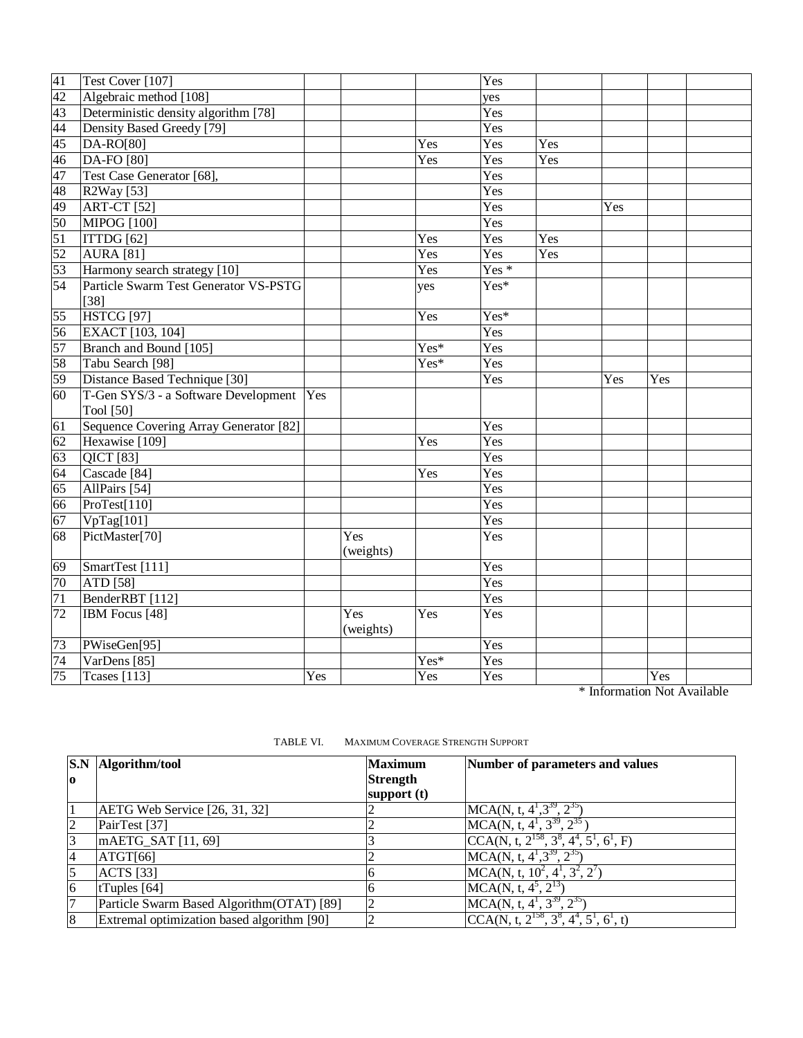| | | | | | | | | | |
|---|---|---|---|---|---|---|---|---|---|
| 41 | Test Cover [107] | | | | Yes | | | | |
| 42 | Algebraic method [108] | | | | yes | | | | |
| 43 | Deterministic density algorithm [78] | | | | Yes | | | | |
| 44 | Density Based Greedy [79] | | | | Yes | | | | |
| 45 | DA-RO[80] | | | Yes | Yes | Yes | | | |
| 46 | DA-FO [80] | | | Yes | Yes | Yes | | | |
| 47 | Test Case Generator [68], | | | | Yes | | | | |
| 48 | R2Way [53] | | | | Yes | | | | |
| 49 | ART-CT [52] | | | | Yes | | Yes | | |
| 50 | MIPOG [100] | | | | Yes | | | | |
| 51 | ITTDG [62] | | | Yes | Yes | Yes | | | |
| 52 | AURA [81] | | | Yes | Yes | Yes | | | |
| 53 | Harmony search strategy [10] | | | Yes | Yes * | | | | |
| 54 | Particle Swarm Test Generator VS-PSTG [38] | | | yes | Yes* | | | | |
| 55 | HSTCG [97] | | | Yes | Yes* | | | | |
| 56 | EXACT [103, 104] | | | | Yes | | | | |
| 57 | Branch and Bound [105] | | | Yes* | Yes | | | | |
| 58 | Tabu Search [98] | | | Yes* | Yes | | | | |
| 59 | Distance Based Technique [30] | | | | Yes | | Yes | Yes | |
| 60 | T-Gen SYS/3 - a Software Development Tool [50] | Yes | | | | | | | |
| 61 | Sequence Covering Array Generator [82] | | | | Yes | | | | |
| 62 | Hexawise [109] | | | Yes | Yes | | | | |
| 63 | QICT [83] | | | | Yes | | | | |
| 64 | Cascade [84] | | | Yes | Yes | | | | |
| 65 | AllPairs [54] | | | | Yes | | | | |
| 66 | ProTest[110] | | | | Yes | | | | |
| 67 | VpTag[101] | | | | Yes | | | | |
| 68 | PictMaster[70] | | Yes (weights) | | Yes | | | | |
| 69 | SmartTest [111] | | | | Yes | | | | |
| 70 | ATD [58] | | | | Yes | | | | |
| 71 | BenderRBT [112] | | | | Yes | | | | |
| 72 | IBM Focus [48] | | Yes (weights) | Yes | Yes | | | | |
| 73 | PWiseGen[95] | | | | Yes | | | | |
| 74 | VarDens [85] | | | Yes* | Yes | | | | |
| 75 | Tcases [113] | Yes | | Yes | Yes | | | Yes | |

\* Information Not Available

TABLE VI. MAXIMUM COVERAGE STRENGTH SUPPORT

| S.No | Algorithm/tool | Maximum Strength support (t) | Number of parameters and values |
|---|---|---|---|
| 1 | AETG Web Service [26, 31, 32] | 2 | $MCA(N, t, 4^1, 3^{39}, 2^{35})$ |
| 2 | PairTest [37] | 2 | $MCA(N, t, 4^1, 3^{39}, 2^{35})$ |
| 3 | mAETG_SAT [11, 69] | 3 | $CCA(N, t, 2^{158}, 3^8, 4^4, 5^1, 6^1, F)$ |
| 4 | ATGT[66] | 2 | $MCA(N, t, 4^1, 3^{39}, 2^{35})$ |
| 5 | ACTS [33] | 6 | $MCA(N, t, 10^2, 4^1, 3^2, 2^7)$ |
| 6 | tTuples [64] | 6 | $MCA(N, t, 4^5, 2^{13})$ |
| 7 | Particle Swarm Based Algorithm(OTAT) [89] | 2 | $MCA(N, t, 4^1, 3^{39}, 2^{35})$ |
| 8 | Extremal optimization based algorithm [90] | 2 | $CCA(N, t, 2^{158}, 3^8, 4^4, 5^1, 6^1, t)$ |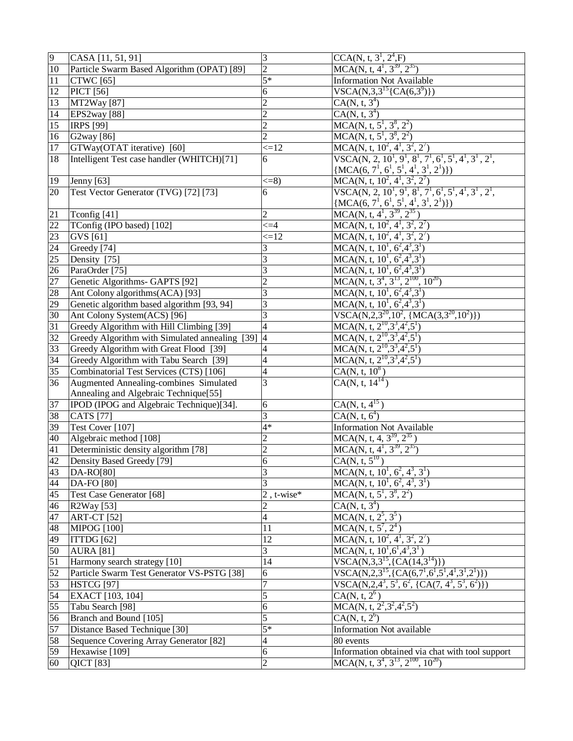| 9 | CASA [11, 51, 91] | 3 | CCA(N, t, $3^1$, $2^4$,F) |
|---|---|---|---|
| 10 | Particle Swarm Based Algorithm (OPAT) [89] | 2 | MCA(N, t, $4^1$, $3^{39}$, $2^{35}$) |
| 11 | CTWC [65] | 5* | Information Not Available |
| 12 | PICT [56] | 6 | VSCA(N,3,$3^{15}${CA(6,$3^9$)}) |
| 13 | MT2Way [87] | 2 | CA(N, t, $3^4$) |
| 14 | EPS2way [88] | 2 | CA(N, t, $3^4$) |
| 15 | IRPS [99] | 2 | MCA(N, t, $5^1$, $3^8$, $2^2$) |
| 16 | G2way [86] | 2 | MCA(N, t, $5^1$, $3^8$, $2^2$) |
| 17 | GTWay(OTAT iterative) [60] | <=12 | MCA(N, t, $10^2$, $4^1$, $3^2$, $2^7$) |
| 18 | Intelligent Test case handler (WHITCH)[71] | 6 | VSCA(N, 2, $10^1$, $9^1$, $8^1$, $7^1$, $6^1$, $5^1$, $4^1$, $3^1$ , $2^1$, {MCA(6, $7^1$, $6^1$, $5^1$, $4^1$, $3^1$, $2^1$)}) |
| 19 | Jenny [63] | <=8) | MCA(N, t, $10^2$, $4^1$, $3^2$, $2^7$) |
| 20 | Test Vector Generator (TVG) [72] [73] | 6 | VSCA(N, 2, $10^1$, $9^1$, $8^1$, $7^1$, $6^1$, $5^1$, $4^1$, $3^1$ , $2^1$, {MCA(6, $7^1$, $6^1$, $5^1$, $4^1$, $3^1$, $2^1$)}) |
| 21 | Tconfig [41] | 2 | MCA(N, t, $4^1$, $3^{39}$, $2^{35}$) |
| 22 | TConfig (IPO based) [102] | <=4 | MCA(N, t, $10^2$, $4^1$, $3^2$, $2^7$) |
| 23 | GVS [61] | <=12 | MCA(N, t, $10^2$, $4^1$, $3^2$, $2^7$) |
| 24 | Greedy [74] | 3 | MCA(N, t, $10^1$, $6^2$,$4^3$,$3^1$) |
| 25 | Density [75] | 3 | MCA(N, t, $10^1$, $6^2$,$4^3$,$3^1$) |
| 26 | ParaOrder [75] | 3 | MCA(N, t, $10^1$, $6^2$,$4^3$,$3^1$) |
| 27 | Genetic Algorithms- GAPTS [92] | 2 | MCA(N, t, $3^4$, $3^{13}$, $2^{100}$, $10^{20}$) |
| 28 | Ant Colony algorithms(ACA) [93] | 3 | MCA(N, t, $10^1$, $6^2$,$4^3$,$3^1$) |
| 29 | Genetic algorithm based algorithm [93, 94] | 3 | MCA(N, t, $10^1$, $6^2$,$4^3$,$3^1$) |
| 30 | Ant Colony System(ACS) [96] | 3 | VSCA(N,2,$3^{20}$,$10^2$, {MCA(3,$3^{20}$,$10^2$)}) |
| 31 | Greedy Algorithm with Hill Climbing [39] | 4 | MCA(N, t, $2^{10}$,$3^3$,$4^2$,$5^1$) |
| 32 | Greedy Algorithm with Simulated annealing [39] | 4 | MCA(N, t, $2^{10}$,$3^3$,$4^2$,$5^1$) |
| 33 | Greedy Algorithm with Great Flood [39] | 4 | MCA(N, t, $2^{10}$,$3^3$,$4^2$,$5^1$) |
| 34 | Greedy Algorithm with Tabu Search [39] | 4 | MCA(N, t, $2^{10}$,$3^3$,$4^2$,$5^1$) |
| 35 | Combinatorial Test Services (CTS) [106] | 4 | CA(N, t, $10^8$) |
| 36 | Augmented Annealing-combines Simulated Annealing and Algebraic Technique[55] | 3 | CA(N, t, $14^{14}$) |
| 37 | IPOD (IPOG and Algebraic Technique)[34]. | 6 | CA(N, t, $4^{15}$) |
| 38 | CATS [77] | 3 | CA(N, t, $6^4$) |
| 39 | Test Cover [107] | 4* | Information Not Available |
| 40 | Algebraic method [108] | 2 | MCA(N, t, 4, $3^{39}$, $2^{35}$) |
| 41 | Deterministic density algorithm [78] | 2 | MCA(N, t, $4^1$, $3^{39}$, $2^{35}$) |
| 42 | Density Based Greedy [79] | 6 | CA(N, t, $5^{10}$) |
| 43 | DA-RO[80] | 3 | MCA(N, t, $10^1$, $6^2$, $4^3$, $3^1$) |
| 44 | DA-FO [80] | 3 | MCA(N, t, $10^1$, $6^2$, $4^3$, $3^1$) |
| 45 | Test Case Generator [68] | 2 , t-wise* | MCA(N, t, $5^1$, $3^8$, $2^2$) |
| 46 | R2Way [53] | 2 | CA(N, t, $3^4$) |
| 47 | ART-CT [52] | 4 | MCA(N, t, $2^5$, $3^5$) |
| 48 | MIPOG [100] | 11 | MCA(N, t, $5^7$, $2^4$) |
| 49 | ITTDG [62] | 12 | MCA(N, t, $10^2$, $4^1$, $3^2$, $2^7$) |
| 50 | AURA [81] | 3 | MCA(N, t, $10^1$,$6^1$,$4^3$,$3^1$) |
| 51 | Harmony search strategy [10] | 14 | VSCA(N,3,$3^{15}$,{CA(14,$3^{14}$)}) |
| 52 | Particle Swarm Test Generator VS-PSTG [38] | 6 | VSCA(N,2,$3^{15}$,{CA(6,$7^1$,$6^1$,$5^1$,$4^1$,$3^1$,$2^1$)}) |
| 53 | HSTCG [97] | 7 | VSCA(N,2,$4^3$, $5^3$, $6^2$, {CA(7, $4^3$, $5^3$, $6^2$)}) |
| 54 | EXACT [103, 104] | 5 | CA(N, t, $2^6$) |
| 55 | Tabu Search [98] | 6 | MCA(N, t, $2^2$,$3^2$,$4^2$,$5^2$) |
| 56 | Branch and Bound [105] | 5 | CA(N, t, $2^6$) |
| 57 | Distance Based Technique [30] | 5* | Information Not available |
| 58 | Sequence Covering Array Generator [82] | 4 | 80 events |
| 59 | Hexawise [109] | 6 | Information obtained via chat with tool support |
| 60 | QICT [83] | 2 | MCA(N, t, $3^4$, $3^{13}$, $2^{100}$, $10^{20}$) |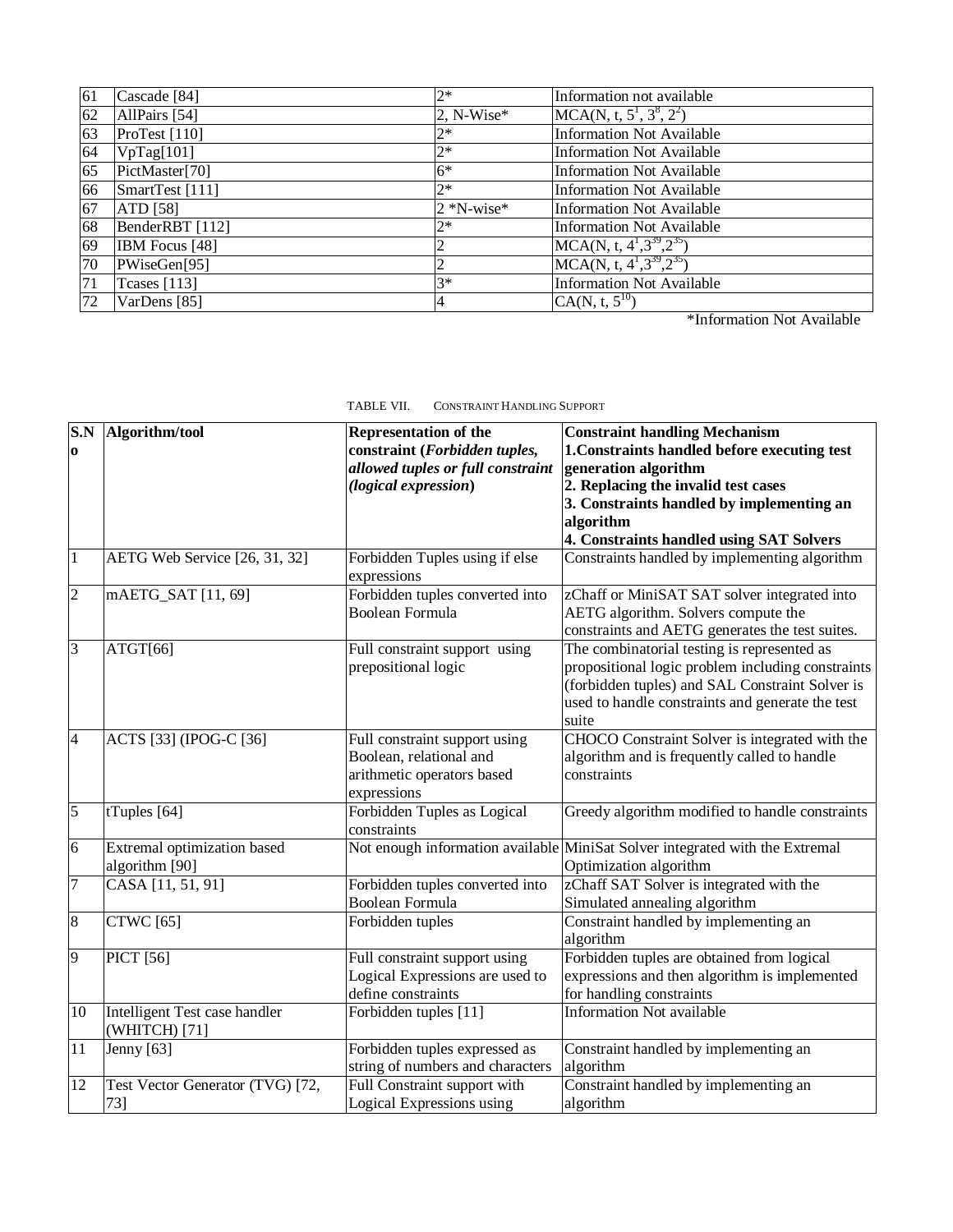| 61 | Cascade [84] | 2* | Information not available |
|---|---|---|---|
| 62 | AllPairs [54] | 2, N-Wise* | MCA(N, t, $5^1$, $3^8$, $2^2$) |
| 63 | ProTest [110] | 2* | Information Not Available |
| 64 | VpTag[101] | 2* | Information Not Available |
| 65 | PictMaster[70] | 6* | Information Not Available |
| 66 | SmartTest [111] | 2* | Information Not Available |
| 67 | ATD [58] | 2 *N-wise* | Information Not Available |
| 68 | BenderRBT [112] | 2* | Information Not Available |
| 69 | IBM Focus [48] | 2 | MCA(N, t, $4^1$,$3^{39}$,$2^{35}$) |
| 70 | PWiseGen[95] | 2 | MCA(N, t, $4^1$,$3^{39}$,$2^{35}$) |
| 71 | Tcases [113] | 3* | Information Not Available |
| 72 | VarDens [85] | 4 | CA(N, t, $5^{10}$) |

*Information Not Available

TABLE VII. CONSTRAINT HANDLING SUPPORT

| S.No | Algorithm/tool | Representation of the constraint (*Forbidden tuples, allowed tuples or full constraint (logical expression*) | Constraint handling Mechanism<br>1.Constraints handled before executing test generation algorithm<br>2. Replacing the invalid test cases<br>3. Constraints handled by implementing an algorithm<br>4. Constraints handled using SAT Solvers |
|---|---|---|---|
| 1 | AETG Web Service [26, 31, 32] | Forbidden Tuples using if else expressions | Constraints handled by implementing algorithm |
| 2 | mAETG_SAT [11, 69] | Forbidden tuples converted into Boolean Formula | zChaff or MiniSAT SAT solver integrated into AETG algorithm. Solvers compute the constraints and AETG generates the test suites. |
| 3 | ATGT[66] | Full constraint support using prepositional logic | The combinatorial testing is represented as propositional logic problem including constraints (forbidden tuples) and SAL Constraint Solver is used to handle constraints and generate the test suite |
| 4 | ACTS [33] (IPOG-C [36] | Full constraint support using Boolean, relational and arithmetic operators based expressions | CHOCO Constraint Solver is integrated with the algorithm and is frequently called to handle constraints |
| 5 | tTuples [64] | Forbidden Tuples as Logical constraints | Greedy algorithm modified to handle constraints |
| 6 | Extremal optimization based algorithm [90] | Not enough information available | MiniSat Solver integrated with the Extremal Optimization algorithm |
| 7 | CASA [11, 51, 91] | Forbidden tuples converted into Boolean Formula | zChaff SAT Solver is integrated with the Simulated annealing algorithm |
| 8 | CTWC [65] | Forbidden tuples | Constraint handled by implementing an algorithm |
| 9 | PICT [56] | Full constraint support using Logical Expressions are used to define constraints | Forbidden tuples are obtained from logical expressions and then algorithm is implemented for handling constraints |
| 10 | Intelligent Test case handler (WHITCH) [71] | Forbidden tuples [11] | Information Not available |
| 11 | Jenny [63] | Forbidden tuples expressed as string of numbers and characters | Constraint handled by implementing an algorithm |
| 12 | Test Vector Generator (TVG) [72, 73] | Full Constraint support with Logical Expressions using | Constraint handled by implementing an algorithm |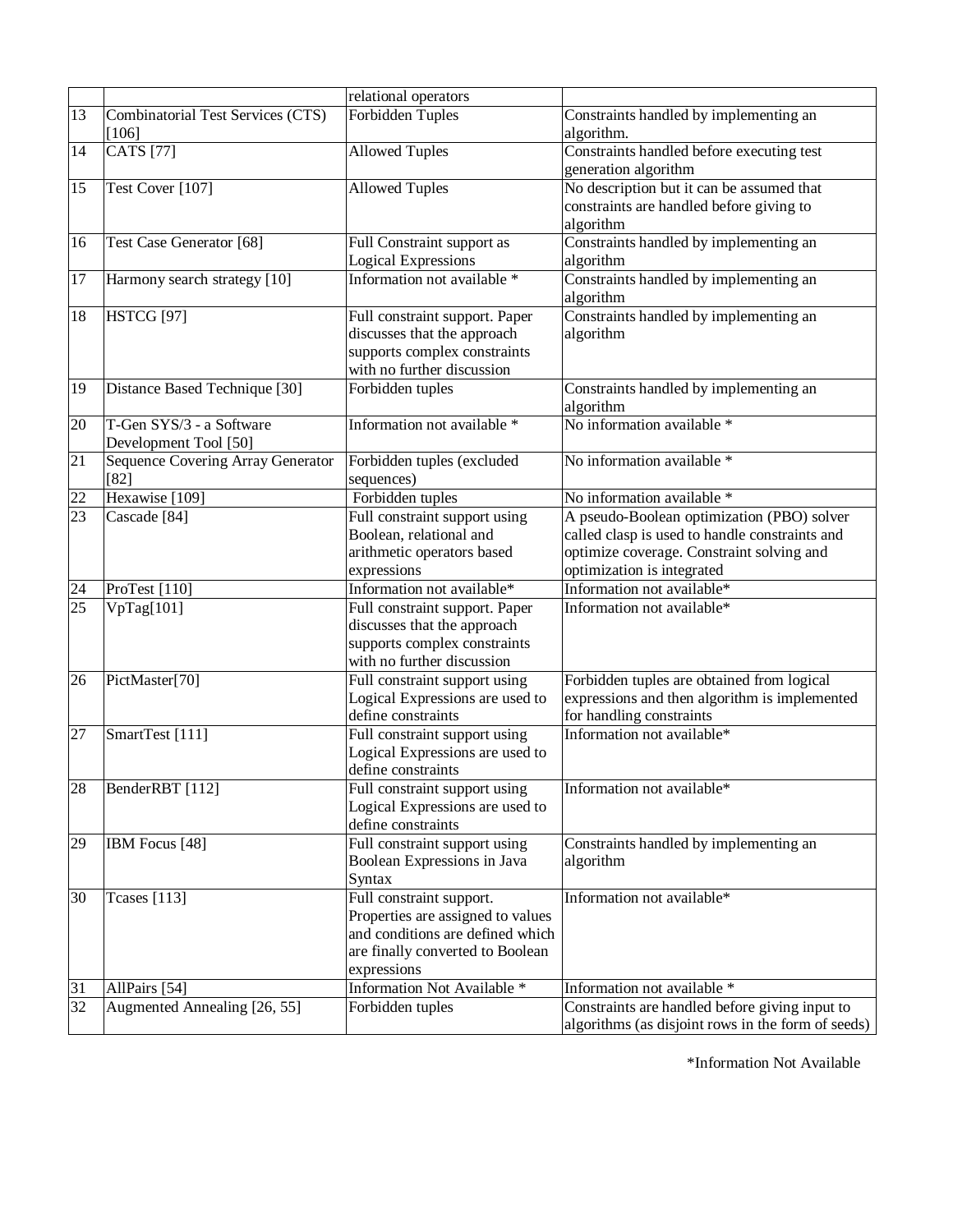| | | relational operators | |
|---|---|---|---|
| 13 | Combinatorial Test Services (CTS) [106] | Forbidden Tuples | Constraints handled by implementing an algorithm. |
| 14 | CATS [77] | Allowed Tuples | Constraints handled before executing test generation algorithm |
| 15 | Test Cover [107] | Allowed Tuples | No description but it can be assumed that constraints are handled before giving to algorithm |
| 16 | Test Case Generator [68] | Full Constraint support as Logical Expressions | Constraints handled by implementing an algorithm |
| 17 | Harmony search strategy [10] | Information not available * | Constraints handled by implementing an algorithm |
| 18 | HSTCG [97] | Full constraint support. Paper discusses that the approach supports complex constraints with no further discussion | Constraints handled by implementing an algorithm |
| 19 | Distance Based Technique [30] | Forbidden tuples | Constraints handled by implementing an algorithm |
| 20 | T-Gen SYS/3 - a Software Development Tool [50] | Information not available * | No information available * |
| 21 | Sequence Covering Array Generator [82] | Forbidden tuples (excluded sequences) | No information available * |
| 22 | Hexawise [109] | Forbidden tuples | No information available * |
| 23 | Cascade [84] | Full constraint support using Boolean, relational and arithmetic operators based expressions | A pseudo-Boolean optimization (PBO) solver called clasp is used to handle constraints and optimize coverage. Constraint solving and optimization is integrated |
| 24 | ProTest [110] | Information not available* | Information not available* |
| 25 | VpTag[101] | Full constraint support. Paper discusses that the approach supports complex constraints with no further discussion | Information not available* |
| 26 | PictMaster[70] | Full constraint support using Logical Expressions are used to define constraints | Forbidden tuples are obtained from logical expressions and then algorithm is implemented for handling constraints |
| 27 | SmartTest [111] | Full constraint support using Logical Expressions are used to define constraints | Information not available* |
| 28 | BenderRBT [112] | Full constraint support using Logical Expressions are used to define constraints | Information not available* |
| 29 | IBM Focus [48] | Full constraint support using Boolean Expressions in Java Syntax | Constraints handled by implementing an algorithm |
| 30 | Tcases [113] | Full constraint support. Properties are assigned to values and conditions are defined which are finally converted to Boolean expressions | Information not available* |
| 31 | AllPairs [54] | Information Not Available * | Information not available * |
| 32 | Augmented Annealing [26, 55] | Forbidden tuples | Constraints are handled before giving input to algorithms (as disjoint rows in the form of seeds) |

*Information Not Available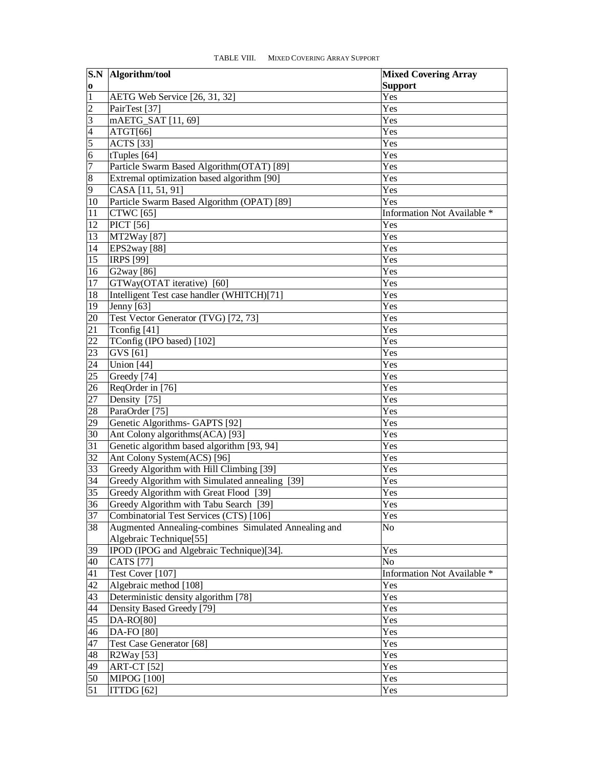TABLE VIII. MIXED COVERING ARRAY SUPPORT

| S.No | Algorithm/tool | Mixed Covering Array Support |
|---|---|---|
| 1 | AETG Web Service [26, 31, 32] | Yes |
| 2 | PairTest [37] | Yes |
| 3 | mAETG_SAT [11, 69] | Yes |
| 4 | ATGT[66] | Yes |
| 5 | ACTS [33] | Yes |
| 6 | tTuples [64] | Yes |
| 7 | Particle Swarm Based Algorithm(OTAT) [89] | Yes |
| 8 | Extremal optimization based algorithm [90] | Yes |
| 9 | CASA [11, 51, 91] | Yes |
| 10 | Particle Swarm Based Algorithm (OPAT) [89] | Yes |
| 11 | CTWC [65] | Information Not Available * |
| 12 | PICT [56] | Yes |
| 13 | MT2Way [87] | Yes |
| 14 | EPS2way [88] | Yes |
| 15 | IRPS [99] | Yes |
| 16 | G2way [86] | Yes |
| 17 | GTWay(OTAT iterative) [60] | Yes |
| 18 | Intelligent Test case handler (WHITCH)[71] | Yes |
| 19 | Jenny [63] | Yes |
| 20 | Test Vector Generator (TVG) [72, 73] | Yes |
| 21 | Tconfig [41] | Yes |
| 22 | TConfig (IPO based) [102] | Yes |
| 23 | GVS [61] | Yes |
| 24 | Union [44] | Yes |
| 25 | Greedy [74] | Yes |
| 26 | ReqOrder in [76] | Yes |
| 27 | Density [75] | Yes |
| 28 | ParaOrder [75] | Yes |
| 29 | Genetic Algorithms- GAPTS [92] | Yes |
| 30 | Ant Colony algorithms(ACA) [93] | Yes |
| 31 | Genetic algorithm based algorithm [93, 94] | Yes |
| 32 | Ant Colony System(ACS) [96] | Yes |
| 33 | Greedy Algorithm with Hill Climbing [39] | Yes |
| 34 | Greedy Algorithm with Simulated annealing [39] | Yes |
| 35 | Greedy Algorithm with Great Flood [39] | Yes |
| 36 | Greedy Algorithm with Tabu Search [39] | Yes |
| 37 | Combinatorial Test Services (CTS) [106] | Yes |
| 38 | Augmented Annealing-combines Simulated Annealing and Algebraic Technique[55] | No |
| 39 | IPOD (IPOG and Algebraic Technique)[34]. | Yes |
| 40 | CATS [77] | No |
| 41 | Test Cover [107] | Information Not Available * |
| 42 | Algebraic method [108] | Yes |
| 43 | Deterministic density algorithm [78] | Yes |
| 44 | Density Based Greedy [79] | Yes |
| 45 | DA-RO[80] | Yes |
| 46 | DA-FO [80] | Yes |
| 47 | Test Case Generator [68] | Yes |
| 48 | R2Way [53] | Yes |
| 49 | ART-CT [52] | Yes |
| 50 | MIPOG [100] | Yes |
| 51 | ITTDG [62] | Yes |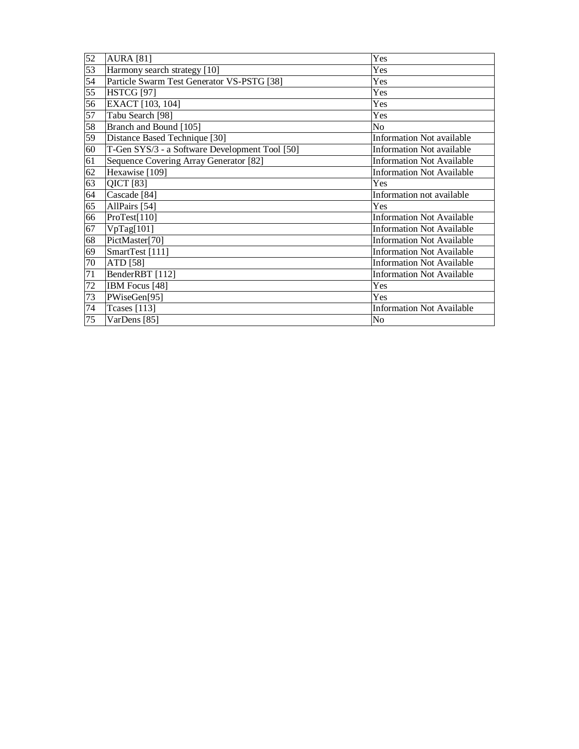| | | |
|---|---|---|
| 52 | AURA [81] | Yes |
| 53 | Harmony search strategy [10] | Yes |
| 54 | Particle Swarm Test Generator VS-PSTG [38] | Yes |
| 55 | HSTCG [97] | Yes |
| 56 | EXACT [103, 104] | Yes |
| 57 | Tabu Search [98] | Yes |
| 58 | Branch and Bound [105] | No |
| 59 | Distance Based Technique [30] | Information Not available |
| 60 | T-Gen SYS/3 - a Software Development Tool [50] | Information Not available |
| 61 | Sequence Covering Array Generator [82] | Information Not Available |
| 62 | Hexawise [109] | Information Not Available |
| 63 | QICT [83] | Yes |
| 64 | Cascade [84] | Information not available |
| 65 | AllPairs [54] | Yes |
| 66 | ProTest[110] | Information Not Available |
| 67 | VpTag[101] | Information Not Available |
| 68 | PictMaster[70] | Information Not Available |
| 69 | SmartTest [111] | Information Not Available |
| 70 | ATD [58] | Information Not Available |
| 71 | BenderRBT [112] | Information Not Available |
| 72 | IBM Focus [48] | Yes |
| 73 | PWiseGen[95] | Yes |
| 74 | Tcases [113] | Information Not Available |
| 75 | VarDens [85] | No |